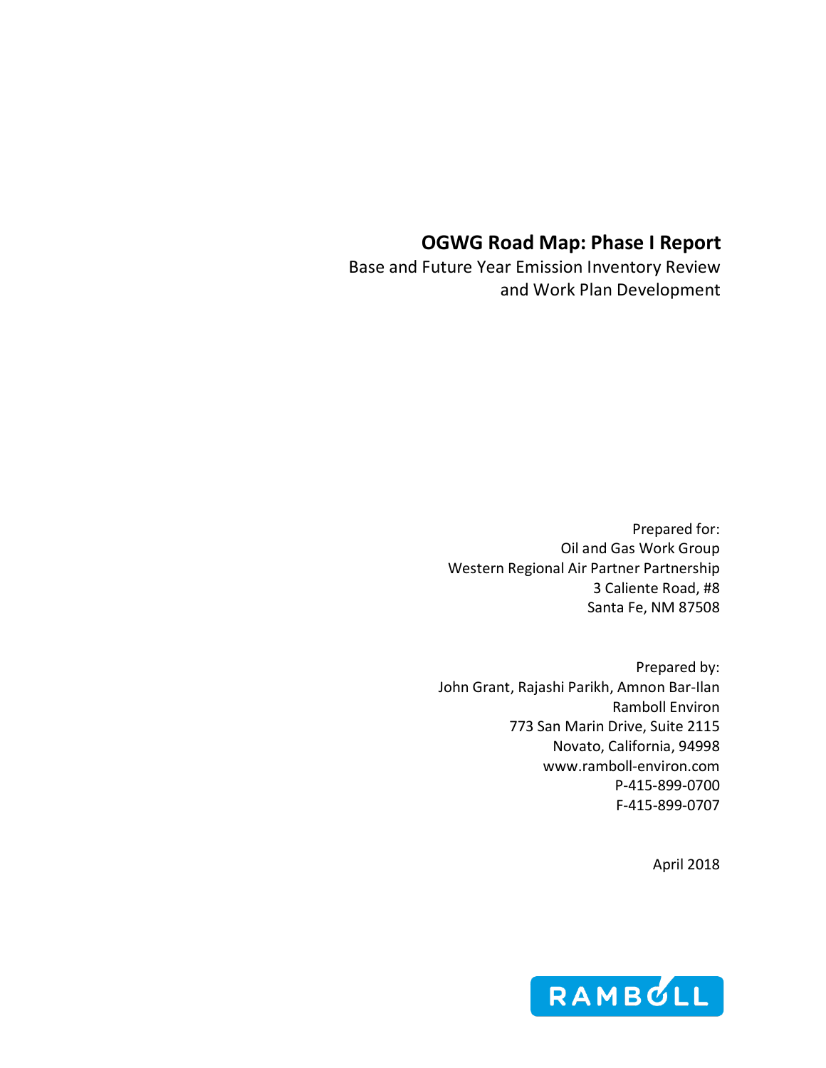# OGWG Road Map: Phase I Report

Base and Future Year Emission Inventory Review and Work Plan Development

Prepared for:
Oil and Gas Work Group
Western Regional Air Partner Partnership
3 Caliente Road, #8
Santa Fe, NM 87508

Prepared by:
John Grant, Rajashi Parikh, Amnon Bar-Ilan
Ramboll Environ
773 San Marin Drive, Suite 2115
Novato, California, 94998
www.ramboll-environ.com
P-415-899-0700
F-415-899-0707

April 2018

RAMBOLL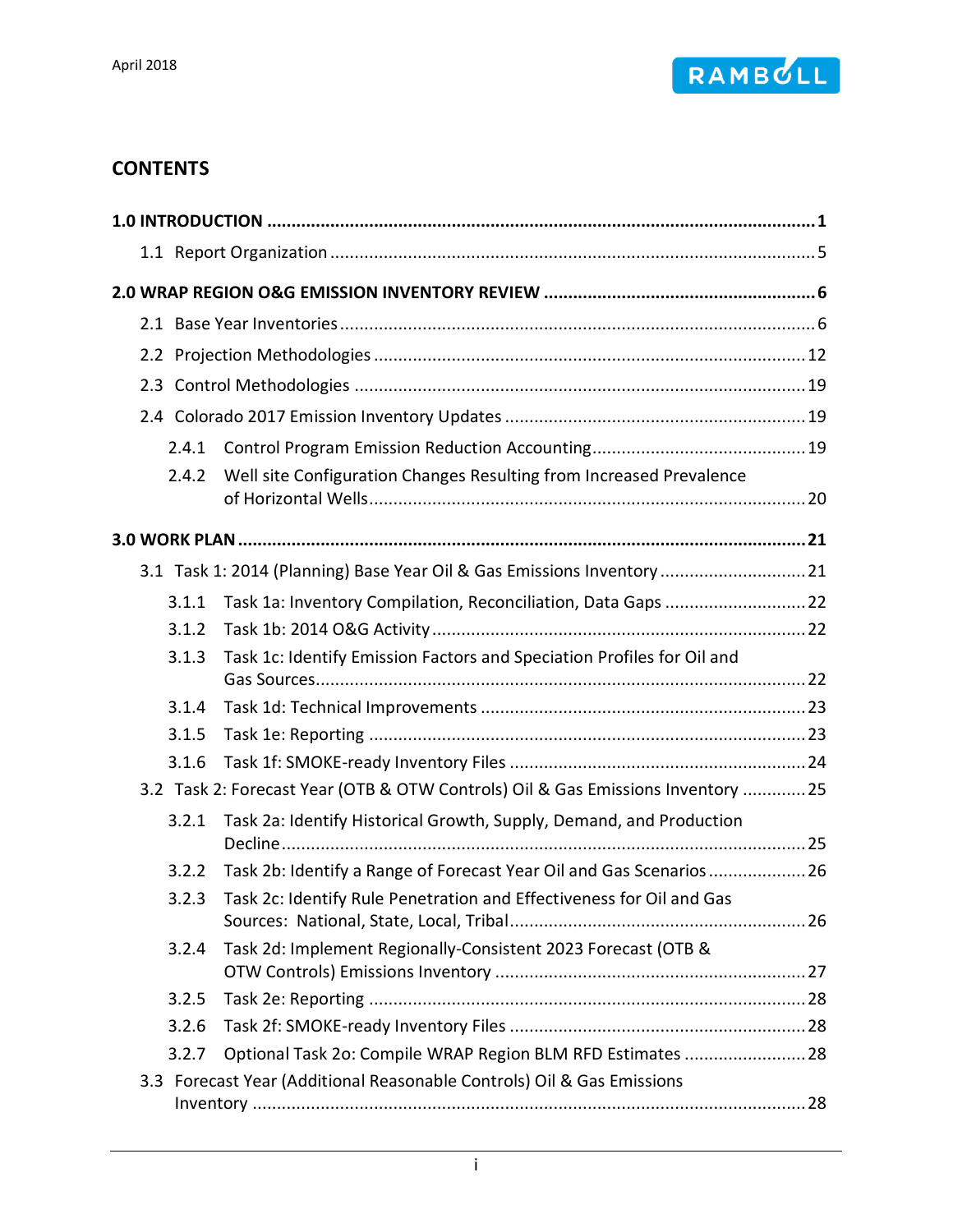## CONTENTS

**1.0 INTRODUCTION ........................................................................................................ 1**

1.1 Report Organization ........................................................................................... 5

**2.0 WRAP REGION O&G EMISSION INVENTORY REVIEW ................................................... 6**

2.1 Base Year Inventories .......................................................................................... 6

2.2 Projection Methodologies ................................................................................... 12

2.3 Control Methodologies ....................................................................................... 19

2.4 Colorado 2017 Emission Inventory Updates ........................................................ 19

2.4.1 Control Program Emission Reduction Accounting ........................................... 19

2.4.2 Well site Configuration Changes Resulting from Increased Prevalence of Horizontal Wells ........................................................................................... 20

**3.0 WORK PLAN .......................................................................................................... 21**

3.1 Task 1: 2014 (Planning) Base Year Oil & Gas Emissions Inventory ........................... 21

3.1.1 Task 1a: Inventory Compilation, Reconciliation, Data Gaps ............................. 22

3.1.2 Task 1b: 2014 O&G Activity ........................................................................... 22

3.1.3 Task 1c: Identify Emission Factors and Speciation Profiles for Oil and Gas Sources ..................................................................................................... 22

3.1.4 Task 1d: Technical Improvements .................................................................. 23

3.1.5 Task 1e: Reporting ........................................................................................ 23

3.1.6 Task 1f: SMOKE-ready Inventory Files ............................................................ 24

3.2 Task 2: Forecast Year (OTB & OTW Controls) Oil & Gas Emissions Inventory ............. 25

3.2.1 Task 2a: Identify Historical Growth, Supply, Demand, and Production Decline ..................................................................................................... 25

3.2.2 Task 2b: Identify a Range of Forecast Year Oil and Gas Scenarios .................... 26

3.2.3 Task 2c: Identify Rule Penetration and Effectiveness for Oil and Gas Sources: National, State, Local, Tribal ............................................................ 26

3.2.4 Task 2d: Implement Regionally-Consistent 2023 Forecast (OTB & OTW Controls) Emissions Inventory ....................................................................... 27

3.2.5 Task 2e: Reporting ........................................................................................ 28

3.2.6 Task 2f: SMOKE-ready Inventory Files ............................................................ 28

3.2.7 Optional Task 2o: Compile WRAP Region BLM RFD Estimates ......................... 28

3.3 Forecast Year (Additional Reasonable Controls) Oil & Gas Emissions Inventory ......................................................................................................... 28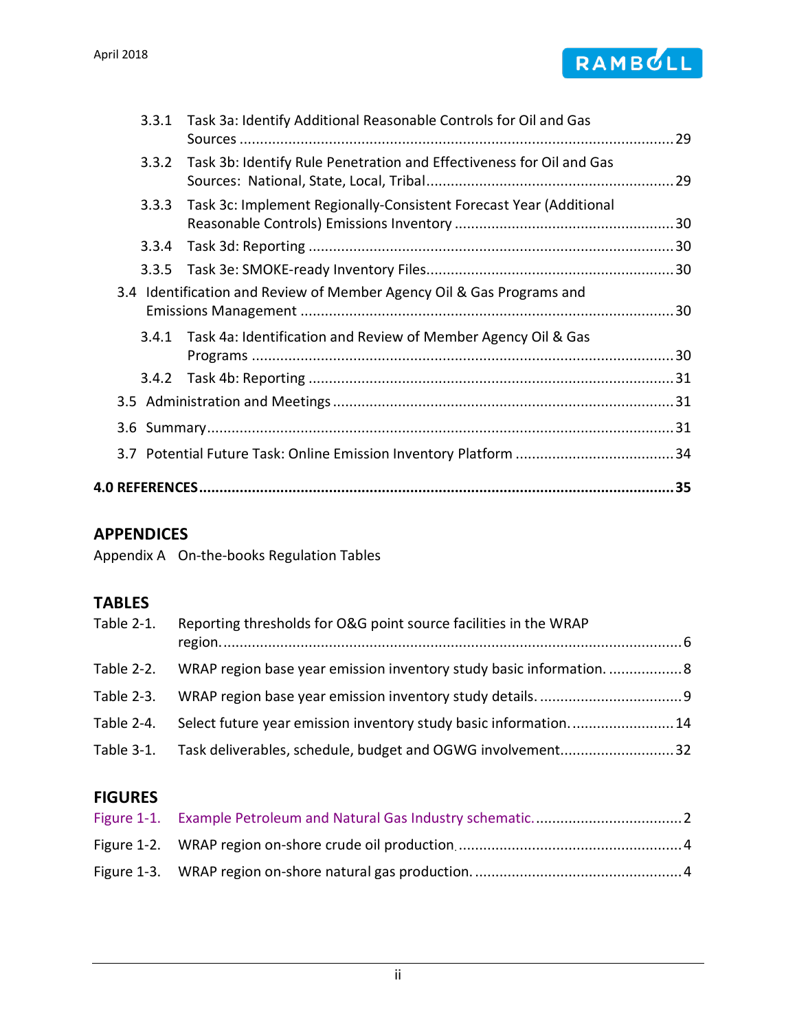3.3.1 Task 3a: Identify Additional Reasonable Controls for Oil and Gas Sources ........ 29

3.3.2 Task 3b: Identify Rule Penetration and Effectiveness for Oil and Gas Sources: National, State, Local, Tribal ........ 29

3.3.3 Task 3c: Implement Regionally-Consistent Forecast Year (Additional Reasonable Controls) Emissions Inventory ........ 30

3.3.4 Task 3d: Reporting ........ 30

3.3.5 Task 3e: SMOKE-ready Inventory Files ........ 30

3.4 Identification and Review of Member Agency Oil & Gas Programs and Emissions Management ........ 30

3.4.1 Task 4a: Identification and Review of Member Agency Oil & Gas Programs ........ 30

3.4.2 Task 4b: Reporting ........ 31

3.5 Administration and Meetings ........ 31

3.6 Summary ........ 31

3.7 Potential Future Task: Online Emission Inventory Platform ........ 34

**4.0 REFERENCES ........ 35**

## APPENDICES

Appendix A On-the-books Regulation Tables

## TABLES

Table 2-1. Reporting thresholds for O&G point source facilities in the WRAP region. ........ 6

Table 2-2. WRAP region base year emission inventory study basic information. ........ 8

Table 2-3. WRAP region base year emission inventory study details. ........ 9

Table 2-4. Select future year emission inventory study basic information. ........ 14

Table 3-1. Task deliverables, schedule, budget and OGWG involvement ........ 32

## FIGURES

Figure 1-1. Example Petroleum and Natural Gas Industry schematic. ........ 2

Figure 1-2. WRAP region on-shore crude oil production. ........ 4

Figure 1-3. WRAP region on-shore natural gas production. ........ 4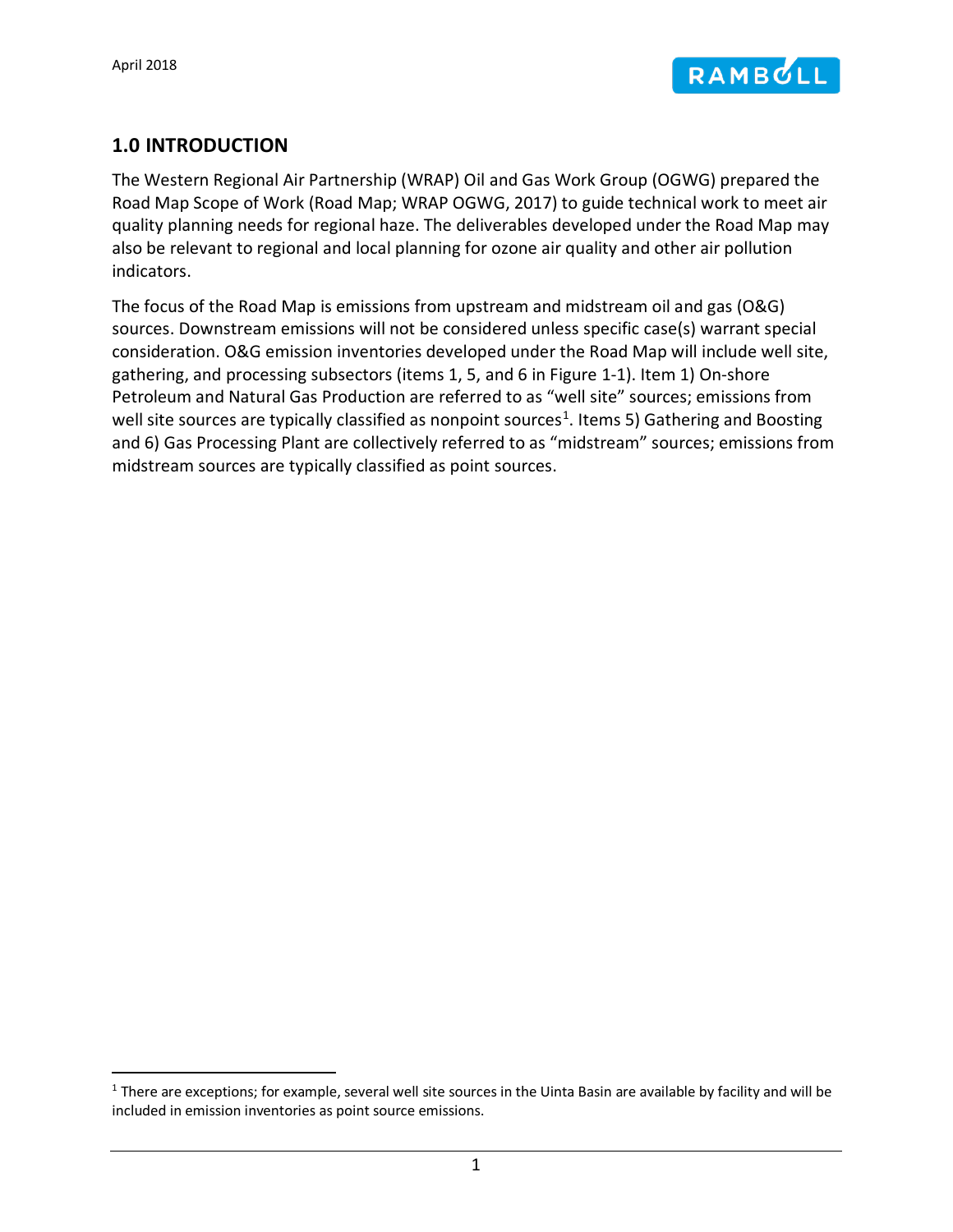## 1.0 INTRODUCTION

The Western Regional Air Partnership (WRAP) Oil and Gas Work Group (OGWG) prepared the Road Map Scope of Work (Road Map; WRAP OGWG, 2017) to guide technical work to meet air quality planning needs for regional haze. The deliverables developed under the Road Map may also be relevant to regional and local planning for ozone air quality and other air pollution indicators.

The focus of the Road Map is emissions from upstream and midstream oil and gas (O&G) sources. Downstream emissions will not be considered unless specific case(s) warrant special consideration. O&G emission inventories developed under the Road Map will include well site, gathering, and processing subsectors (items 1, 5, and 6 in Figure 1-1). Item 1) On-shore Petroleum and Natural Gas Production are referred to as "well site" sources; emissions from well site sources are typically classified as nonpoint sources[1]. Items 5) Gathering and Boosting and 6) Gas Processing Plant are collectively referred to as "midstream" sources; emissions from midstream sources are typically classified as point sources.

[1] There are exceptions; for example, several well site sources in the Uinta Basin are available by facility and will be included in emission inventories as point source emissions.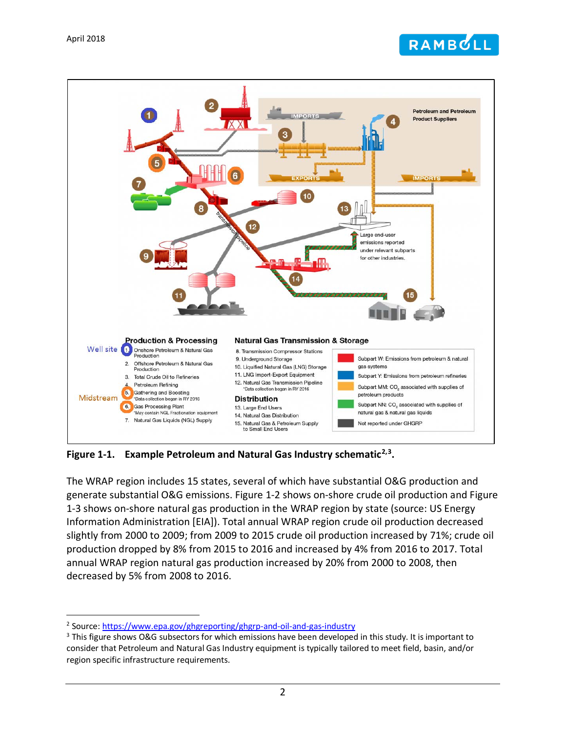**Figure 1-1. Example Petroleum and Natural Gas Industry schematic[2,3].**

The WRAP region includes 15 states, several of which have substantial O&G production and generate substantial O&G emissions. Figure 1-2 shows on-shore crude oil production and Figure 1-3 shows on-shore natural gas production in the WRAP region by state (source: US Energy Information Administration [EIA]). Total annual WRAP region crude oil production decreased slightly from 2000 to 2009; from 2009 to 2015 crude oil production increased by 71%; crude oil production dropped by 8% from 2015 to 2016 and increased by 4% from 2016 to 2017. Total annual WRAP region natural gas production increased by 20% from 2000 to 2008, then decreased by 5% from 2008 to 2016.

---

[2] Source: https://www.epa.gov/ghgreporting/ghgrp-and-oil-and-gas-industry

[3] This figure shows O&G subsectors for which emissions have been developed in this study. It is important to consider that Petroleum and Natural Gas Industry equipment is typically tailored to meet field, basin, and/or region specific infrastructure requirements.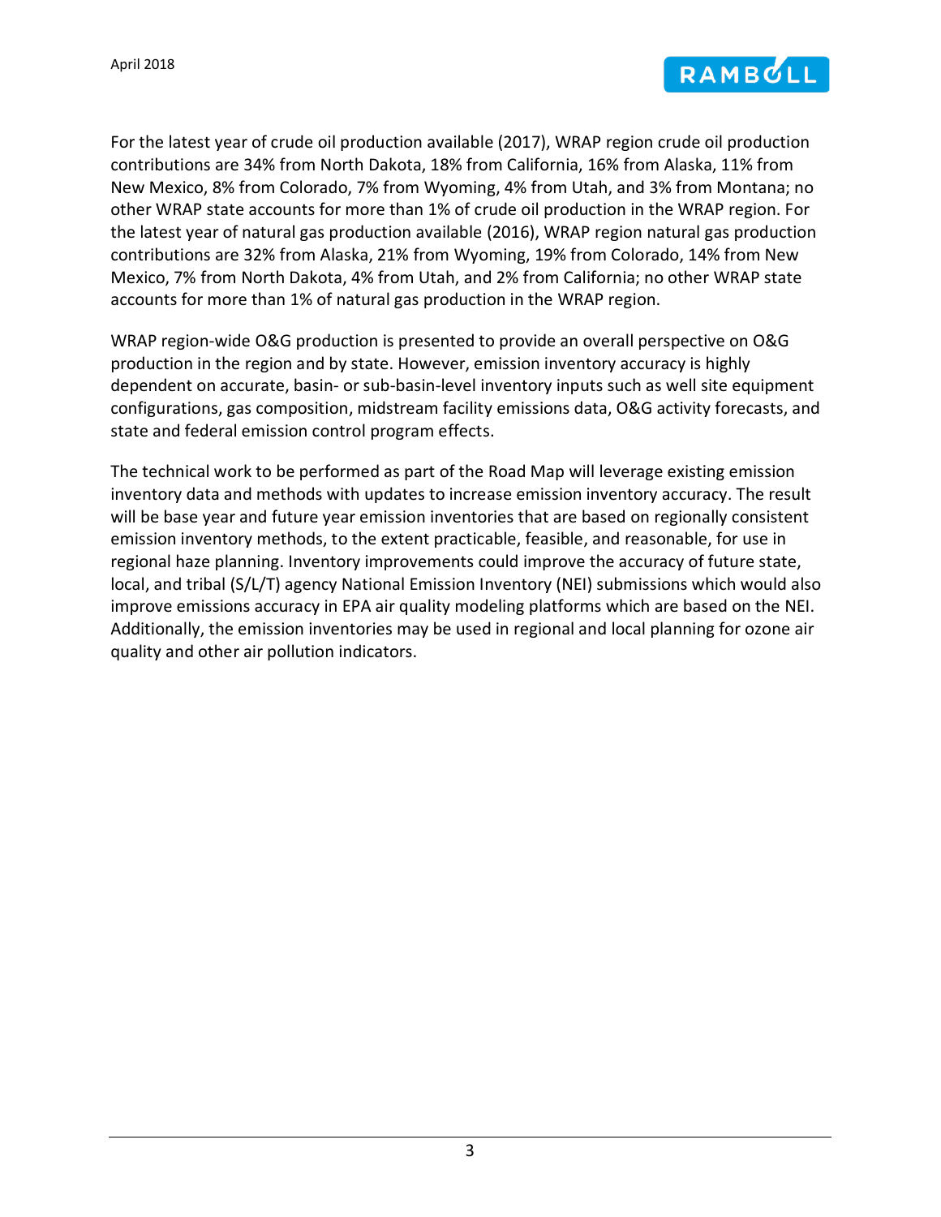For the latest year of crude oil production available (2017), WRAP region crude oil production contributions are 34% from North Dakota, 18% from California, 16% from Alaska, 11% from New Mexico, 8% from Colorado, 7% from Wyoming, 4% from Utah, and 3% from Montana; no other WRAP state accounts for more than 1% of crude oil production in the WRAP region. For the latest year of natural gas production available (2016), WRAP region natural gas production contributions are 32% from Alaska, 21% from Wyoming, 19% from Colorado, 14% from New Mexico, 7% from North Dakota, 4% from Utah, and 2% from California; no other WRAP state accounts for more than 1% of natural gas production in the WRAP region.

WRAP region-wide O&G production is presented to provide an overall perspective on O&G production in the region and by state. However, emission inventory accuracy is highly dependent on accurate, basin- or sub-basin-level inventory inputs such as well site equipment configurations, gas composition, midstream facility emissions data, O&G activity forecasts, and state and federal emission control program effects.

The technical work to be performed as part of the Road Map will leverage existing emission inventory data and methods with updates to increase emission inventory accuracy. The result will be base year and future year emission inventories that are based on regionally consistent emission inventory methods, to the extent practicable, feasible, and reasonable, for use in regional haze planning. Inventory improvements could improve the accuracy of future state, local, and tribal (S/L/T) agency National Emission Inventory (NEI) submissions which would also improve emissions accuracy in EPA air quality modeling platforms which are based on the NEI. Additionally, the emission inventories may be used in regional and local planning for ozone air quality and other air pollution indicators.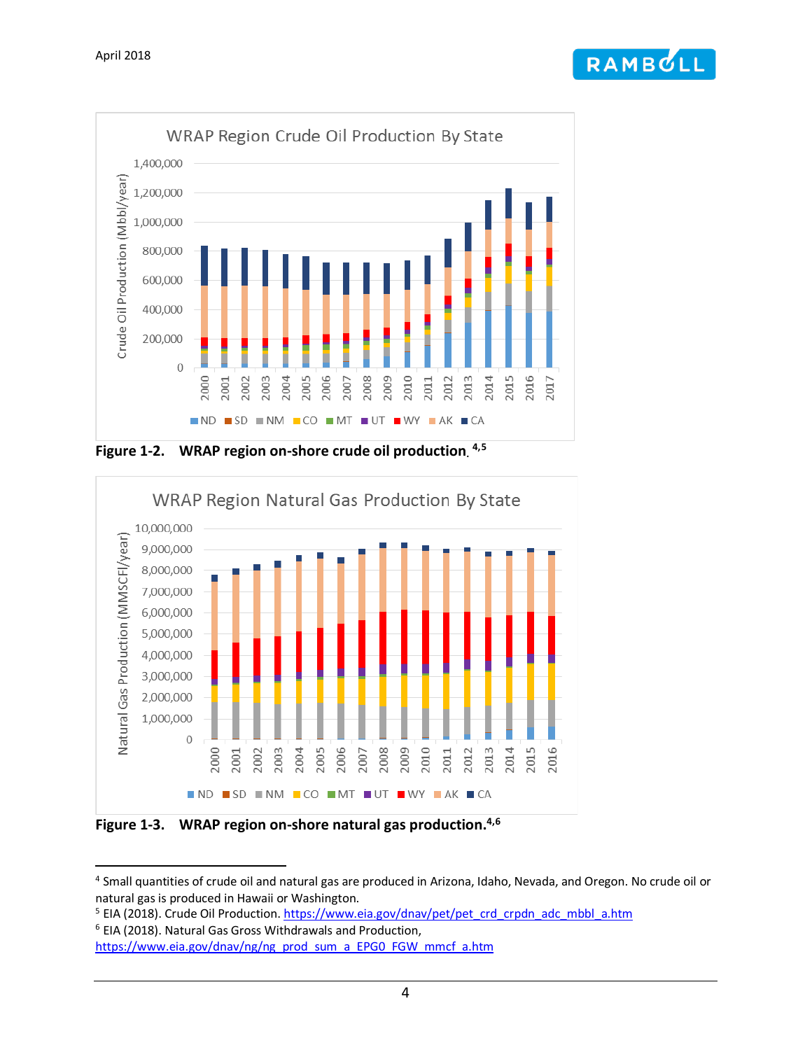**Figure 1-2. WRAP region on-shore crude oil production.** [4,5]

**Figure 1-3. WRAP region on-shore natural gas production.** [4,6]

---

[4] Small quantities of crude oil and natural gas are produced in Arizona, Idaho, Nevada, and Oregon. No crude oil or natural gas is produced in Hawaii or Washington.

[5] EIA (2018). Crude Oil Production. https://www.eia.gov/dnav/pet/pet_crd_crpdn_adc_mbbl_a.htm

[6] EIA (2018). Natural Gas Gross Withdrawals and Production, https://www.eia.gov/dnav/ng/ng_prod_sum_a_EPG0_FGW_mmcf_a.htm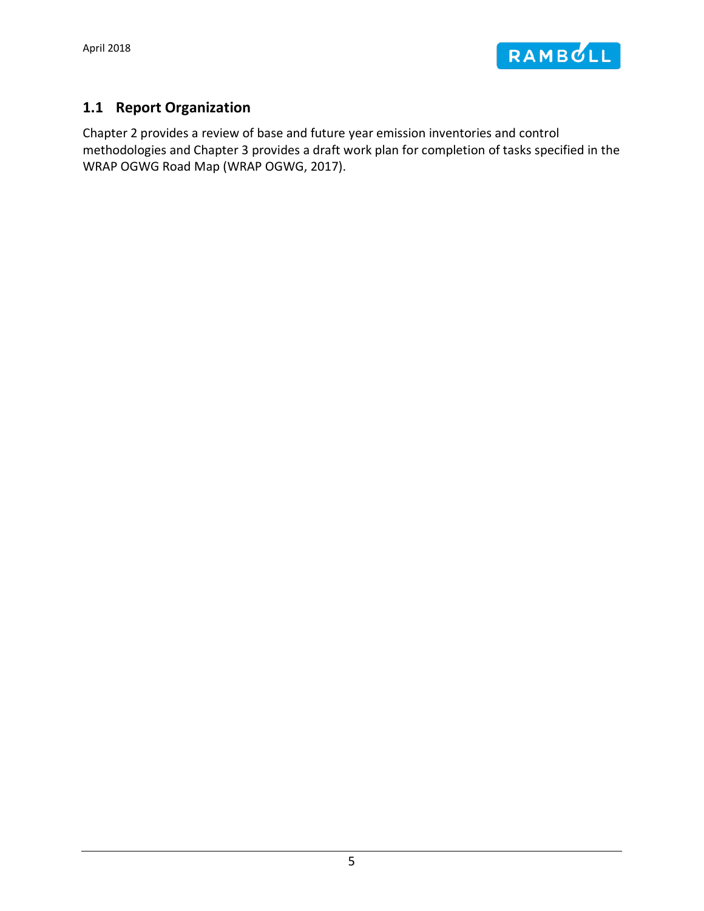## 1.1 Report Organization

Chapter 2 provides a review of base and future year emission inventories and control methodologies and Chapter 3 provides a draft work plan for completion of tasks specified in the WRAP OGWG Road Map (WRAP OGWG, 2017).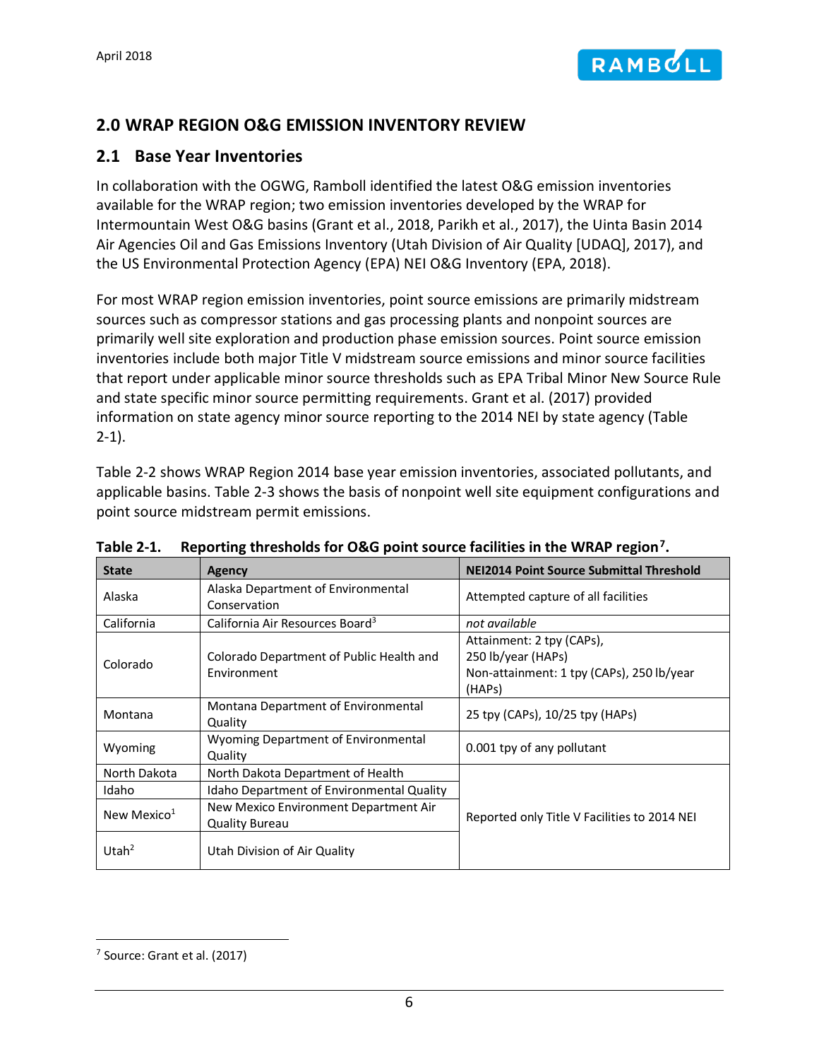## 2.0 WRAP REGION O&G EMISSION INVENTORY REVIEW

### 2.1 Base Year Inventories

In collaboration with the OGWG, Ramboll identified the latest O&G emission inventories available for the WRAP region; two emission inventories developed by the WRAP for Intermountain West O&G basins (Grant et al., 2018, Parikh et al., 2017), the Uinta Basin 2014 Air Agencies Oil and Gas Emissions Inventory (Utah Division of Air Quality [UDAQ], 2017), and the US Environmental Protection Agency (EPA) NEI O&G Inventory (EPA, 2018).

For most WRAP region emission inventories, point source emissions are primarily midstream sources such as compressor stations and gas processing plants and nonpoint sources are primarily well site exploration and production phase emission sources. Point source emission inventories include both major Title V midstream source emissions and minor source facilities that report under applicable minor source thresholds such as EPA Tribal Minor New Source Rule and state specific minor source permitting requirements. Grant et al. (2017) provided information on state agency minor source reporting to the 2014 NEI by state agency (Table 2-1).

Table 2-2 shows WRAP Region 2014 base year emission inventories, associated pollutants, and applicable basins. Table 2-3 shows the basis of nonpoint well site equipment configurations and point source midstream permit emissions.

**Table 2-1. Reporting thresholds for O&G point source facilities in the WRAP region[7].**

| State | Agency | NEI2014 Point Source Submittal Threshold |
|---|---|---|
| Alaska | Alaska Department of Environmental Conservation | Attempted capture of all facilities |
| California | California Air Resources Board[3] | *not available* |
| Colorado | Colorado Department of Public Health and Environment | Attainment: 2 tpy (CAPs), 250 lb/year (HAPs) Non-attainment: 1 tpy (CAPs), 250 lb/year (HAPs) |
| Montana | Montana Department of Environmental Quality | 25 tpy (CAPs), 10/25 tpy (HAPs) |
| Wyoming | Wyoming Department of Environmental Quality | 0.001 tpy of any pollutant |
| North Dakota | North Dakota Department of Health | Reported only Title V Facilities to 2014 NEI |
| Idaho | Idaho Department of Environmental Quality | Reported only Title V Facilities to 2014 NEI |
| New Mexico[1] | New Mexico Environment Department Air Quality Bureau | Reported only Title V Facilities to 2014 NEI |
| Utah[2] | Utah Division of Air Quality | Reported only Title V Facilities to 2014 NEI |

[7] Source: Grant et al. (2017)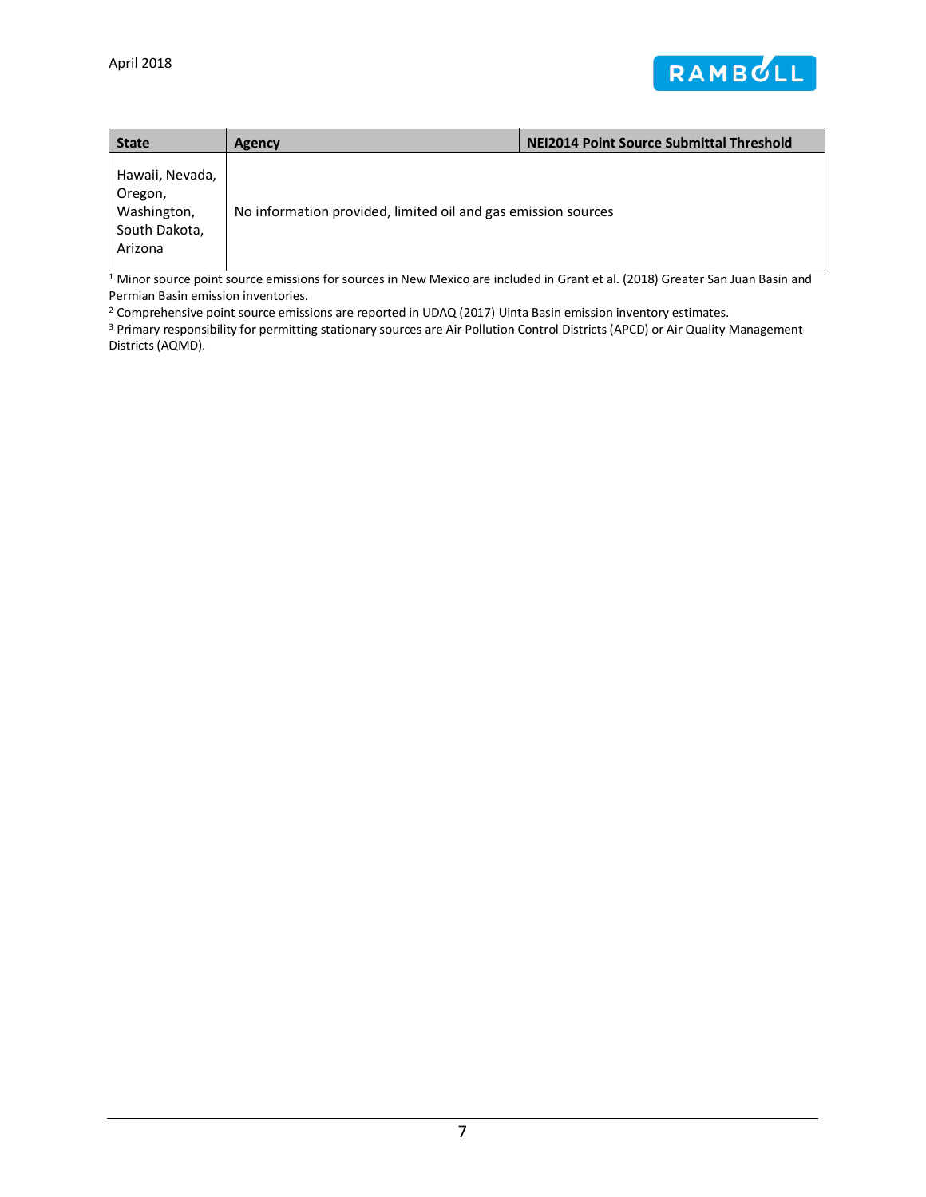| State | Agency | NEI2014 Point Source Submittal Threshold |
| --- | --- | --- |
| Hawaii, Nevada, Oregon, Washington, South Dakota, Arizona | No information provided, limited oil and gas emission sources | |

[1] Minor source point source emissions for sources in New Mexico are included in Grant et al. (2018) Greater San Juan Basin and Permian Basin emission inventories.

[2] Comprehensive point source emissions are reported in UDAQ (2017) Uinta Basin emission inventory estimates.

[3] Primary responsibility for permitting stationary sources are Air Pollution Control Districts (APCD) or Air Quality Management Districts (AQMD).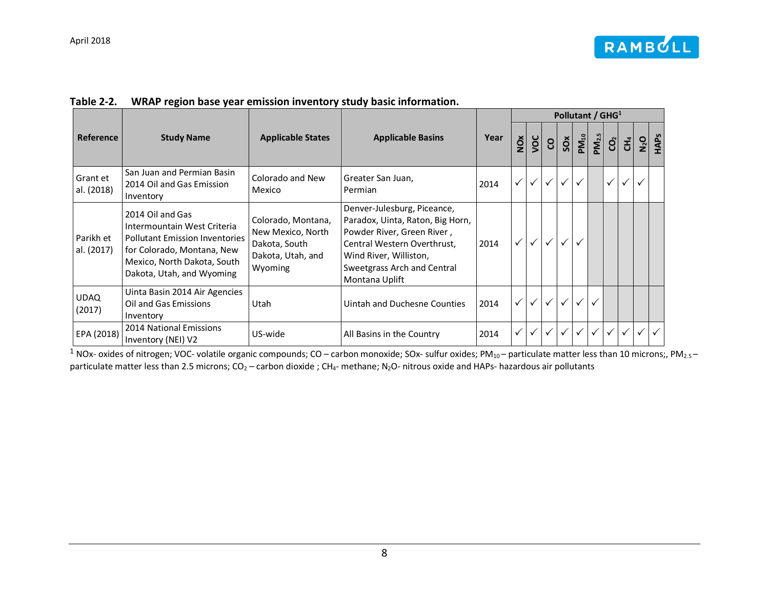**Table 2-2. WRAP region base year emission inventory study basic information.**

| Reference | Study Name | Applicable States | Applicable Basins | Year | Pollutant / GHG[1] | | | | | | | | | |
|---|---|---|---|---|---|---|---|---|---|---|---|---|---|---|
| | | | | | NOx | VOC | CO | SOx | $PM_{10}$ | $PM_{2.5}$ | $CO_2$ | $CH_4$ | $N_2O$ | HAPs |
| Grant et al. (2018) | San Juan and Permian Basin 2014 Oil and Gas Emission Inventory | Colorado and New Mexico | Greater San Juan, Permian | 2014 | ✓ | ✓ | ✓ | ✓ | ✓ | | ✓ | ✓ | ✓ | |
| Parikh et al. (2017) | 2014 Oil and Gas Intermountain West Criteria Pollutant Emission Inventories for Colorado, Montana, New Mexico, North Dakota, South Dakota, Utah, and Wyoming | Colorado, Montana, New Mexico, North Dakota, South Dakota, Utah, and Wyoming | Denver-Julesburg, Piceance, Paradox, Uinta, Raton, Big Horn, Powder River, Green River , Central Western Overthrust, Wind River, Williston, Sweetgrass Arch and Central Montana Uplift | 2014 | ✓ | ✓ | ✓ | ✓ | ✓ | | | | | |
| UDAQ (2017) | Uinta Basin 2014 Air Agencies Oil and Gas Emissions Inventory | Utah | Uintah and Duchesne Counties | 2014 | ✓ | ✓ | ✓ | ✓ | ✓ | ✓ | | | | |
| EPA (2018) | 2014 National Emissions Inventory (NEI) V2 | US-wide | All Basins in the Country | 2014 | ✓ | ✓ | ✓ | ✓ | ✓ | ✓ | ✓ | ✓ | ✓ | ✓ |

[1] NOx- oxides of nitrogen; VOC- volatile organic compounds; CO – carbon monoxide; SOx- sulfur oxides; $PM_{10}$ – particulate matter less than 10 microns;, $PM_{2.5}$ – particulate matter less than 2.5 microns; $CO_2$ – carbon dioxide ; $CH_4$- methane; $N_2O$- nitrous oxide and HAPs- hazardous air pollutants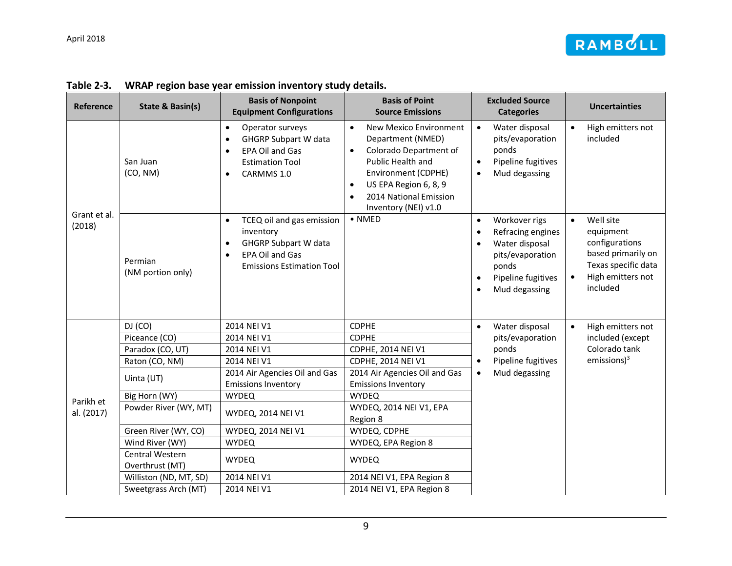**Table 2-3. WRAP region base year emission inventory study details.**

| Reference | State & Basin(s) | Basis of Nonpoint Equipment Configurations | Basis of Point Source Emissions | Excluded Source Categories | Uncertainties |
|---|---|---|---|---|---|
| Grant et al. (2018) | San Juan (CO, NM) | • Operator surveys<br>• GHGRP Subpart W data<br>• EPA Oil and Gas Estimation Tool<br>• CARMMS 1.0 | • New Mexico Environment Department (NMED)<br>• Colorado Department of Public Health and Environment (CDPHE)<br>• US EPA Region 6, 8, 9<br>• 2014 National Emission Inventory (NEI) v1.0 | • Water disposal pits/evaporation ponds<br>• Pipeline fugitives<br>• Mud degassing | • High emitters not included |
| | Permian (NM portion only) | • TCEQ oil and gas emission inventory<br>• GHGRP Subpart W data<br>• EPA Oil and Gas Emissions Estimation Tool | • NMED | • Workover rigs<br>• Refracing engines<br>• Water disposal pits/evaporation ponds<br>• Pipeline fugitives<br>• Mud degassing | • Well site equipment configurations based primarily on Texas specific data<br>• High emitters not included |
| Parikh et al. (2017) | DJ (CO) | 2014 NEI V1 | CDPHE | • Water disposal pits/evaporation ponds<br>• Pipeline fugitives<br>• Mud degassing | • High emitters not included (except Colorado tank emissions)[3] |
| | Piceance (CO) | 2014 NEI V1 | CDPHE | | |
| | Paradox (CO, UT) | 2014 NEI V1 | CDPHE, 2014 NEI V1 | | |
| | Raton (CO, NM) | 2014 NEI V1 | CDPHE, 2014 NEI V1 | | |
| | Uinta (UT) | 2014 Air Agencies Oil and Gas Emissions Inventory | 2014 Air Agencies Oil and Gas Emissions Inventory | | |
| | Big Horn (WY) | WYDEQ | WYDEQ | | |
| | Powder River (WY, MT) | WYDEQ, 2014 NEI V1 | WYDEQ, 2014 NEI V1, EPA Region 8 | | |
| | Green River (WY, CO) | WYDEQ, 2014 NEI V1 | WYDEQ, CDPHE | | |
| | Wind River (WY) | WYDEQ | WYDEQ, EPA Region 8 | | |
| | Central Western Overthrust (MT) | WYDEQ | WYDEQ | | |
| | Williston (ND, MT, SD) | 2014 NEI V1 | 2014 NEI V1, EPA Region 8 | | |
| | Sweetgrass Arch (MT) | 2014 NEI V1 | 2014 NEI V1, EPA Region 8 | | |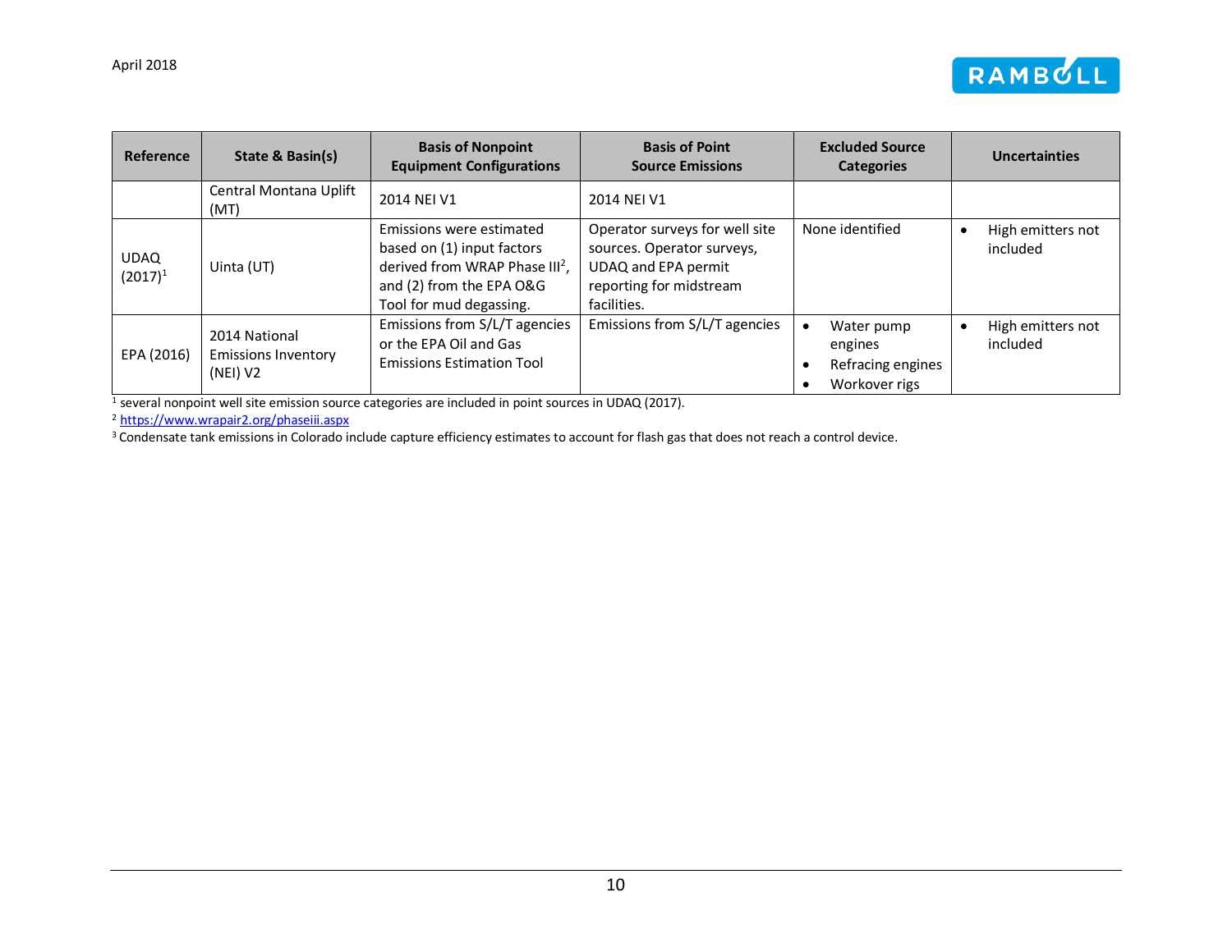| Reference | State & Basin(s) | Basis of Nonpoint Equipment Configurations | Basis of Point Source Emissions | Excluded Source Categories | Uncertainties |
|---|---|---|---|---|---|
| | Central Montana Uplift (MT) | 2014 NEI V1 | 2014 NEI V1 | | |
| UDAQ (2017)[1] | Uinta (UT) | Emissions were estimated based on (1) input factors derived from WRAP Phase III[2], and (2) from the EPA O&G Tool for mud degassing. | Operator surveys for well site sources. Operator surveys, UDAQ and EPA permit reporting for midstream facilities. | None identified | • High emitters not included |
| EPA (2016) | 2014 National Emissions Inventory (NEI) V2 | Emissions from S/L/T agencies or the EPA Oil and Gas Emissions Estimation Tool | Emissions from S/L/T agencies | • Water pump engines<br>• Refracing engines<br>• Workover rigs | • High emitters not included |

[1] several nonpoint well site emission source categories are included in point sources in UDAQ (2017).

[2] https://www.wrapair2.org/phaseiii.aspx

[3] Condensate tank emissions in Colorado include capture efficiency estimates to account for flash gas that does not reach a control device.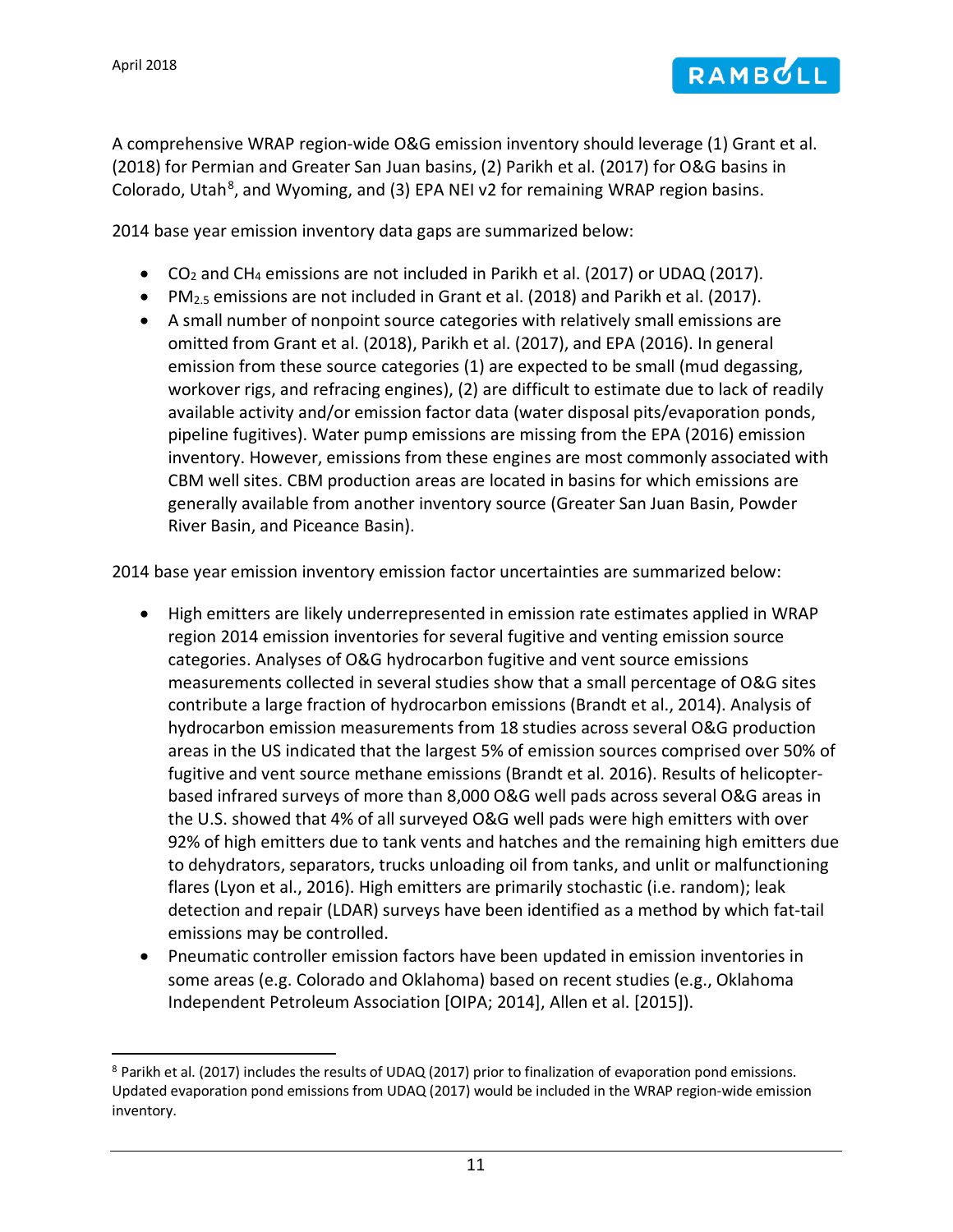A comprehensive WRAP region-wide O&G emission inventory should leverage (1) Grant et al. (2018) for Permian and Greater San Juan basins, (2) Parikh et al. (2017) for O&G basins in Colorado, Utah[8], and Wyoming, and (3) EPA NEI v2 for remaining WRAP region basins.

2014 base year emission inventory data gaps are summarized below:

- $CO_2$ and $CH_4$ emissions are not included in Parikh et al. (2017) or UDAQ (2017).
- $PM_{2.5}$ emissions are not included in Grant et al. (2018) and Parikh et al. (2017).
- A small number of nonpoint source categories with relatively small emissions are omitted from Grant et al. (2018), Parikh et al. (2017), and EPA (2016). In general emission from these source categories (1) are expected to be small (mud degassing, workover rigs, and refracing engines), (2) are difficult to estimate due to lack of readily available activity and/or emission factor data (water disposal pits/evaporation ponds, pipeline fugitives). Water pump emissions are missing from the EPA (2016) emission inventory. However, emissions from these engines are most commonly associated with CBM well sites. CBM production areas are located in basins for which emissions are generally available from another inventory source (Greater San Juan Basin, Powder River Basin, and Piceance Basin).

2014 base year emission inventory emission factor uncertainties are summarized below:

- High emitters are likely underrepresented in emission rate estimates applied in WRAP region 2014 emission inventories for several fugitive and venting emission source categories. Analyses of O&G hydrocarbon fugitive and vent source emissions measurements collected in several studies show that a small percentage of O&G sites contribute a large fraction of hydrocarbon emissions (Brandt et al., 2014). Analysis of hydrocarbon emission measurements from 18 studies across several O&G production areas in the US indicated that the largest 5% of emission sources comprised over 50% of fugitive and vent source methane emissions (Brandt et al. 2016). Results of helicopter-based infrared surveys of more than 8,000 O&G well pads across several O&G areas in the U.S. showed that 4% of all surveyed O&G well pads were high emitters with over 92% of high emitters due to tank vents and hatches and the remaining high emitters due to dehydrators, separators, trucks unloading oil from tanks, and unlit or malfunctioning flares (Lyon et al., 2016). High emitters are primarily stochastic (i.e. random); leak detection and repair (LDAR) surveys have been identified as a method by which fat-tail emissions may be controlled.
- Pneumatic controller emission factors have been updated in emission inventories in some areas (e.g. Colorado and Oklahoma) based on recent studies (e.g., Oklahoma Independent Petroleum Association [OIPA; 2014], Allen et al. [2015]).

---

[8] Parikh et al. (2017) includes the results of UDAQ (2017) prior to finalization of evaporation pond emissions. Updated evaporation pond emissions from UDAQ (2017) would be included in the WRAP region-wide emission inventory.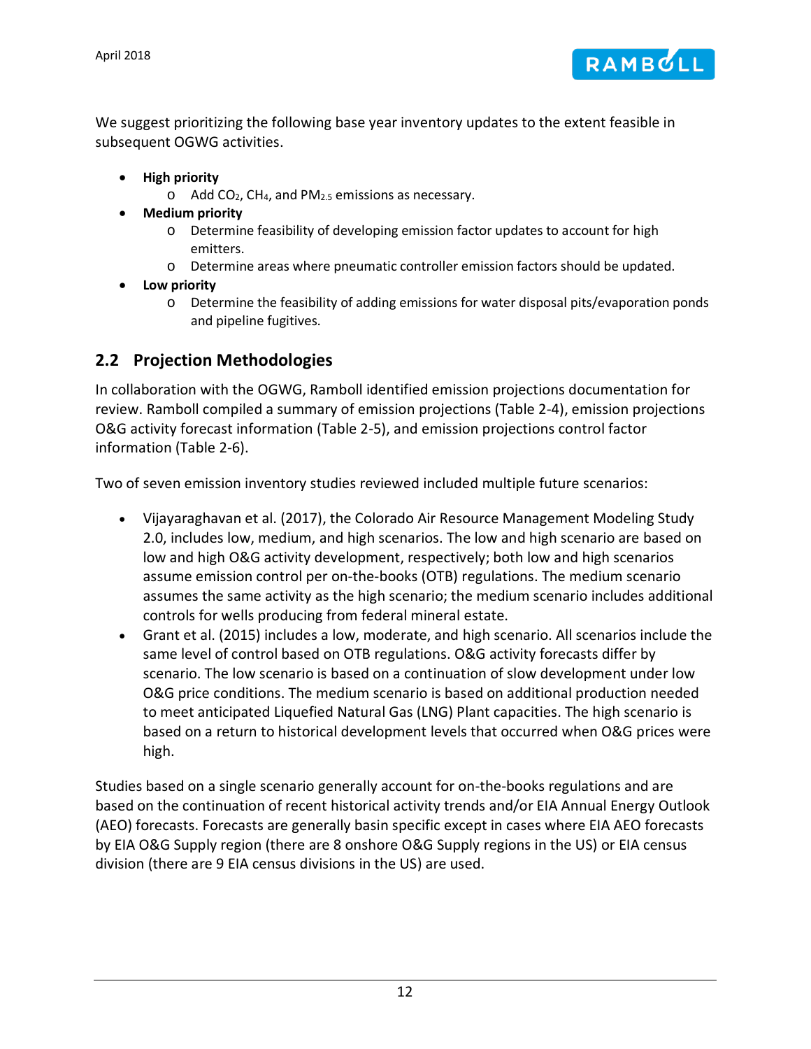We suggest prioritizing the following base year inventory updates to the extent feasible in subsequent OGWG activities.

- **High priority**
  - Add $CO_2$, $CH_4$, and $PM_{2.5}$ emissions as necessary.
- **Medium priority**
  - Determine feasibility of developing emission factor updates to account for high emitters.
  - Determine areas where pneumatic controller emission factors should be updated.
- **Low priority**
  - Determine the feasibility of adding emissions for water disposal pits/evaporation ponds and pipeline fugitives.

## 2.2 Projection Methodologies

In collaboration with the OGWG, Ramboll identified emission projections documentation for review. Ramboll compiled a summary of emission projections (Table 2-4), emission projections O&G activity forecast information (Table 2-5), and emission projections control factor information (Table 2-6).

Two of seven emission inventory studies reviewed included multiple future scenarios:

- Vijayaraghavan et al. (2017), the Colorado Air Resource Management Modeling Study 2.0, includes low, medium, and high scenarios. The low and high scenario are based on low and high O&G activity development, respectively; both low and high scenarios assume emission control per on-the-books (OTB) regulations. The medium scenario assumes the same activity as the high scenario; the medium scenario includes additional controls for wells producing from federal mineral estate.
- Grant et al. (2015) includes a low, moderate, and high scenario. All scenarios include the same level of control based on OTB regulations. O&G activity forecasts differ by scenario. The low scenario is based on a continuation of slow development under low O&G price conditions. The medium scenario is based on additional production needed to meet anticipated Liquefied Natural Gas (LNG) Plant capacities. The high scenario is based on a return to historical development levels that occurred when O&G prices were high.

Studies based on a single scenario generally account for on-the-books regulations and are based on the continuation of recent historical activity trends and/or EIA Annual Energy Outlook (AEO) forecasts. Forecasts are generally basin specific except in cases where EIA AEO forecasts by EIA O&G Supply region (there are 8 onshore O&G Supply regions in the US) or EIA census division (there are 9 EIA census divisions in the US) are used.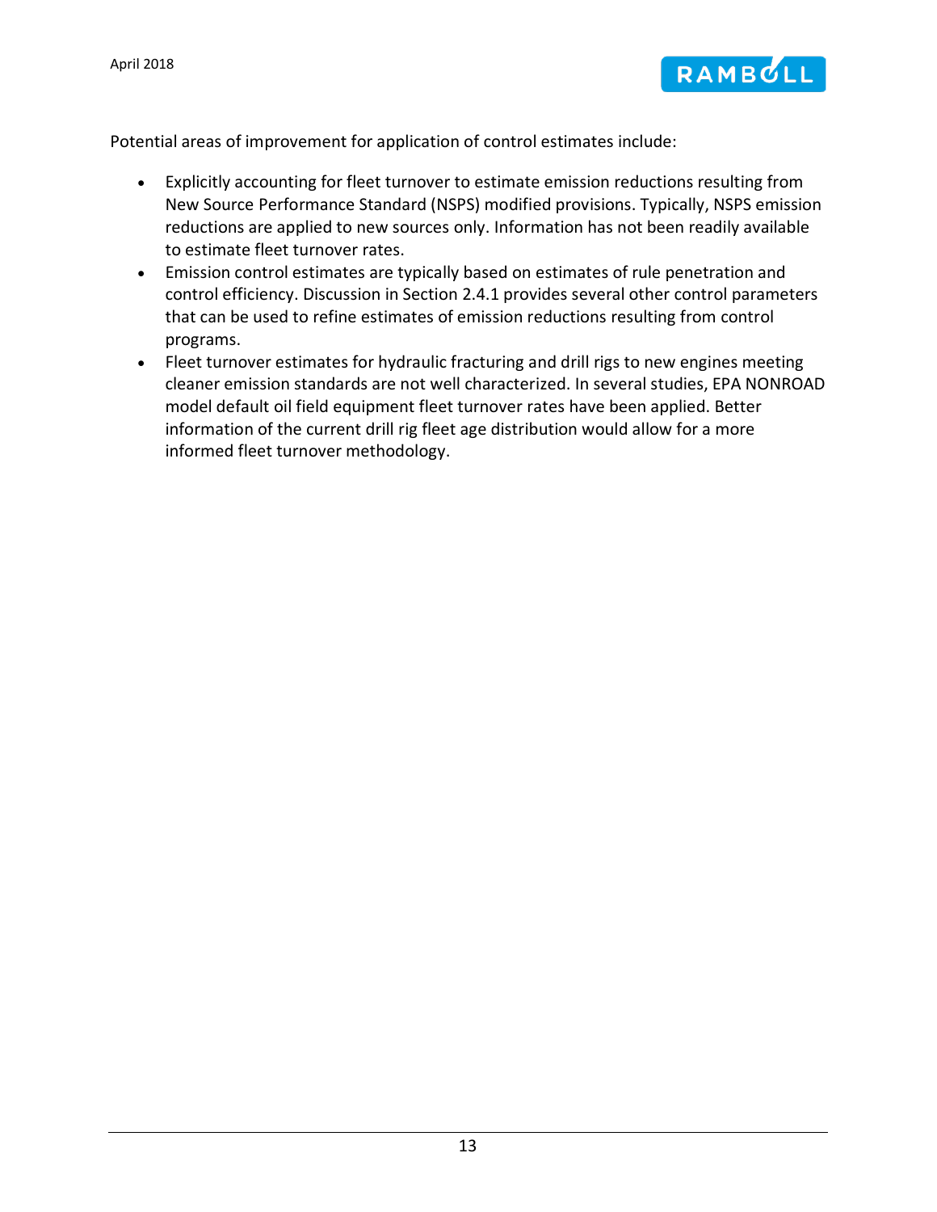Potential areas of improvement for application of control estimates include:

- Explicitly accounting for fleet turnover to estimate emission reductions resulting from New Source Performance Standard (NSPS) modified provisions. Typically, NSPS emission reductions are applied to new sources only. Information has not been readily available to estimate fleet turnover rates.
- Emission control estimates are typically based on estimates of rule penetration and control efficiency. Discussion in Section 2.4.1 provides several other control parameters that can be used to refine estimates of emission reductions resulting from control programs.
- Fleet turnover estimates for hydraulic fracturing and drill rigs to new engines meeting cleaner emission standards are not well characterized. In several studies, EPA NONROAD model default oil field equipment fleet turnover rates have been applied. Better information of the current drill rig fleet age distribution would allow for a more informed fleet turnover methodology.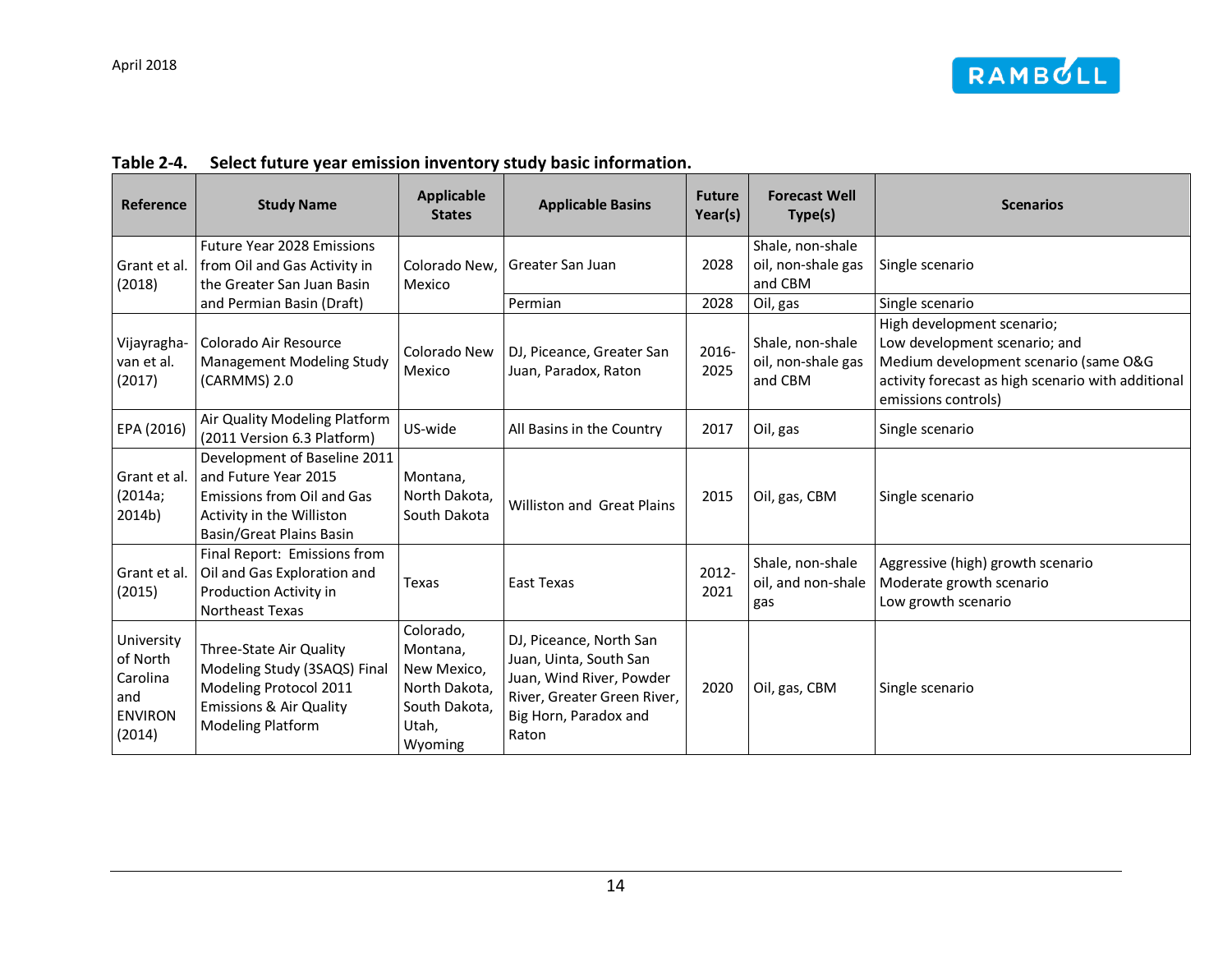**Table 2-4. Select future year emission inventory study basic information.**

| Reference | Study Name | Applicable States | Applicable Basins | Future Year(s) | Forecast Well Type(s) | Scenarios |
|---|---|---|---|---|---|---|
| Grant et al. (2018) | Future Year 2028 Emissions from Oil and Gas Activity in the Greater San Juan Basin and Permian Basin (Draft) | Colorado New, Mexico | Greater San Juan | 2028 | Shale, non-shale oil, non-shale gas and CBM | Single scenario |
| | | | Permian | 2028 | Oil, gas | Single scenario |
| Vijayraghavan et al. (2017) | Colorado Air Resource Management Modeling Study (CARMMS) 2.0 | Colorado New Mexico | DJ, Piceance, Greater San Juan, Paradox, Raton | 2016-2025 | Shale, non-shale oil, non-shale gas and CBM | High development scenario; Low development scenario; and Medium development scenario (same O&G activity forecast as high scenario with additional emissions controls) |
| EPA (2016) | Air Quality Modeling Platform (2011 Version 6.3 Platform) | US-wide | All Basins in the Country | 2017 | Oil, gas | Single scenario |
| Grant et al. (2014a; 2014b) | Development of Baseline 2011 and Future Year 2015 Emissions from Oil and Gas Activity in the Williston Basin/Great Plains Basin | Montana, North Dakota, South Dakota | Williston and Great Plains | 2015 | Oil, gas, CBM | Single scenario |
| Grant et al. (2015) | Final Report: Emissions from Oil and Gas Exploration and Production Activity in Northeast Texas | Texas | East Texas | 2012-2021 | Shale, non-shale oil, and non-shale gas | Aggressive (high) growth scenario Moderate growth scenario Low growth scenario |
| University of North Carolina and ENVIRON (2014) | Three-State Air Quality Modeling Study (3SAQS) Final Modeling Protocol 2011 Emissions & Air Quality Modeling Platform | Colorado, Montana, New Mexico, North Dakota, South Dakota, Utah, Wyoming | DJ, Piceance, North San Juan, Uinta, South San Juan, Wind River, Powder River, Greater Green River, Big Horn, Paradox and Raton | 2020 | Oil, gas, CBM | Single scenario |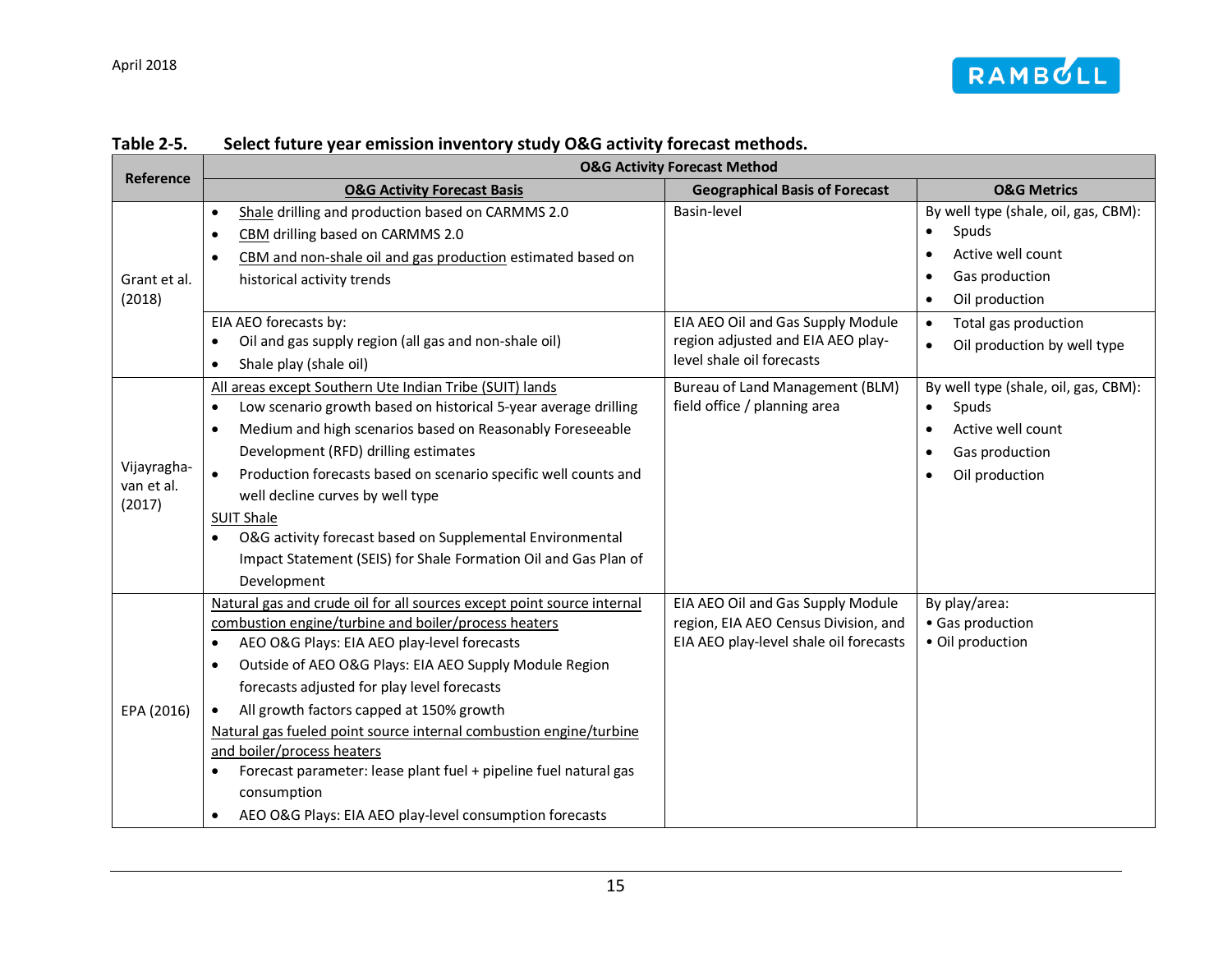**Table 2-5. Select future year emission inventory study O&G activity forecast methods.**

| Reference | O&G Activity Forecast Method | | |
|---|---|---|---|
| | O&G Activity Forecast Basis | Geographical Basis of Forecast | O&G Metrics |
| Grant et al. (2018) | • Shale drilling and production based on CARMMS 2.0<br>• CBM drilling based on CARMMS 2.0<br>• CBM and non-shale oil and gas production estimated based on historical activity trends | Basin-level | By well type (shale, oil, gas, CBM):<br>• Spuds<br>• Active well count<br>• Gas production<br>• Oil production |
| | EIA AEO forecasts by:<br>• Oil and gas supply region (all gas and non-shale oil)<br>• Shale play (shale oil) | EIA AEO Oil and Gas Supply Module region adjusted and EIA AEO play-level shale oil forecasts | • Total gas production<br>• Oil production by well type |
| Vijayraghavan et al. (2017) | All areas except Southern Ute Indian Tribe (SUIT) lands<br>• Low scenario growth based on historical 5-year average drilling<br>• Medium and high scenarios based on Reasonably Foreseeable Development (RFD) drilling estimates<br>• Production forecasts based on scenario specific well counts and well decline curves by well type<br>SUIT Shale<br>• O&G activity forecast based on Supplemental Environmental Impact Statement (SEIS) for Shale Formation Oil and Gas Plan of Development | Bureau of Land Management (BLM) field office / planning area | By well type (shale, oil, gas, CBM):<br>• Spuds<br>• Active well count<br>• Gas production<br>• Oil production |
| EPA (2016) | Natural gas and crude oil for all sources except point source internal combustion engine/turbine and boiler/process heaters<br>• AEO O&G Plays: EIA AEO play-level forecasts<br>• Outside of AEO O&G Plays: EIA AEO Supply Module Region forecasts adjusted for play level forecasts<br>• All growth factors capped at 150% growth<br>Natural gas fueled point source internal combustion engine/turbine and boiler/process heaters<br>• Forecast parameter: lease plant fuel + pipeline fuel natural gas consumption<br>• AEO O&G Plays: EIA AEO play-level consumption forecasts | EIA AEO Oil and Gas Supply Module region, EIA AEO Census Division, and EIA AEO play-level shale oil forecasts | By play/area:<br>• Gas production<br>• Oil production |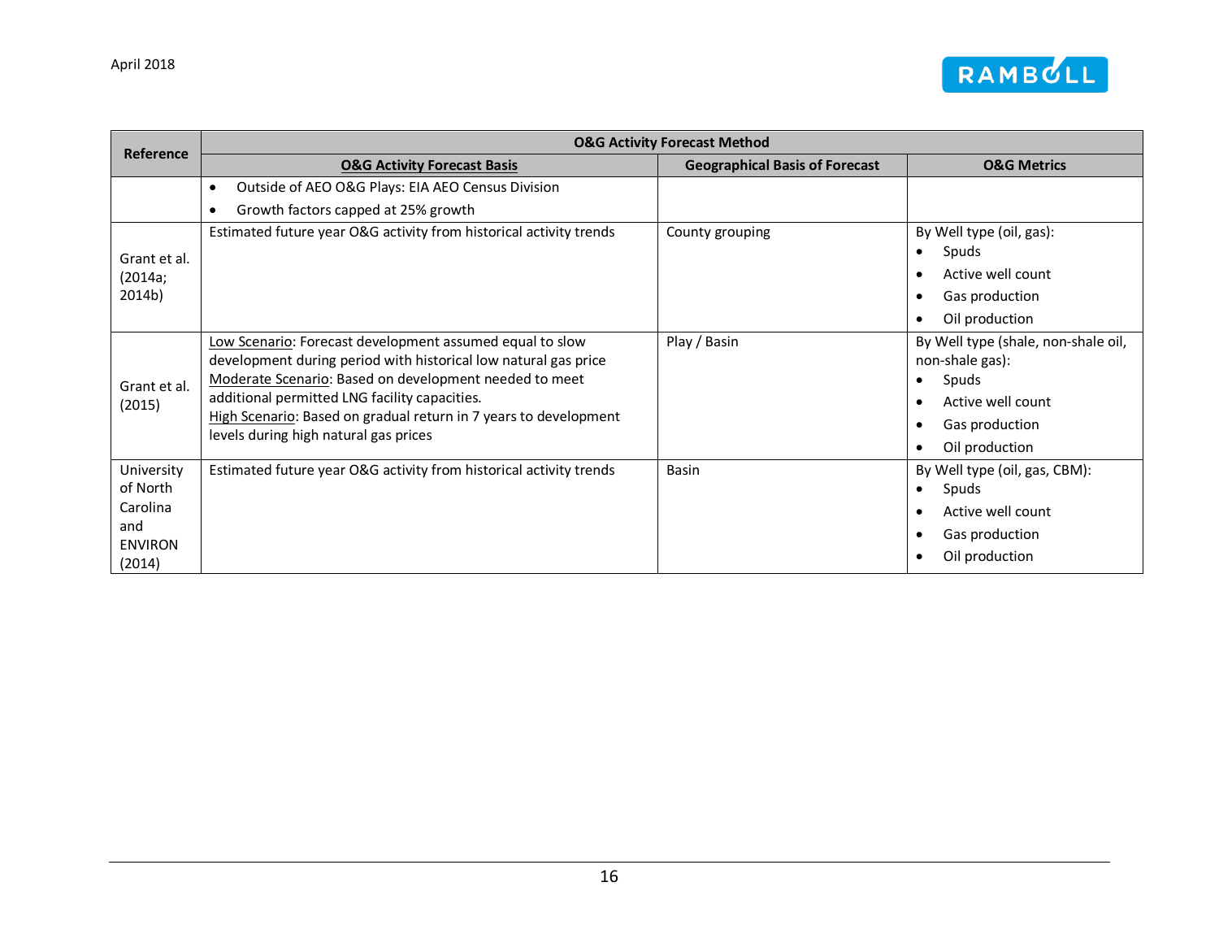| Reference | O&G Activity Forecast Method | | |
|---|---|---|---|
| | **O&G Activity Forecast Basis** | **Geographical Basis of Forecast** | **O&G Metrics** |
| | • Outside of AEO O&G Plays: EIA AEO Census Division<br>• Growth factors capped at 25% growth | | |
| Grant et al. (2014a; 2014b) | Estimated future year O&G activity from historical activity trends | County grouping | By Well type (oil, gas):<br>• Spuds<br>• Active well count<br>• Gas production<br>• Oil production |
| Grant et al. (2015) | Low Scenario: Forecast development assumed equal to slow development during period with historical low natural gas price<br>Moderate Scenario: Based on development needed to meet additional permitted LNG facility capacities.<br>High Scenario: Based on gradual return in 7 years to development levels during high natural gas prices | Play / Basin | By Well type (shale, non-shale oil, non-shale gas):<br>• Spuds<br>• Active well count<br>• Gas production<br>• Oil production |
| University of North Carolina and ENVIRON (2014) | Estimated future year O&G activity from historical activity trends | Basin | By Well type (oil, gas, CBM):<br>• Spuds<br>• Active well count<br>• Gas production<br>• Oil production |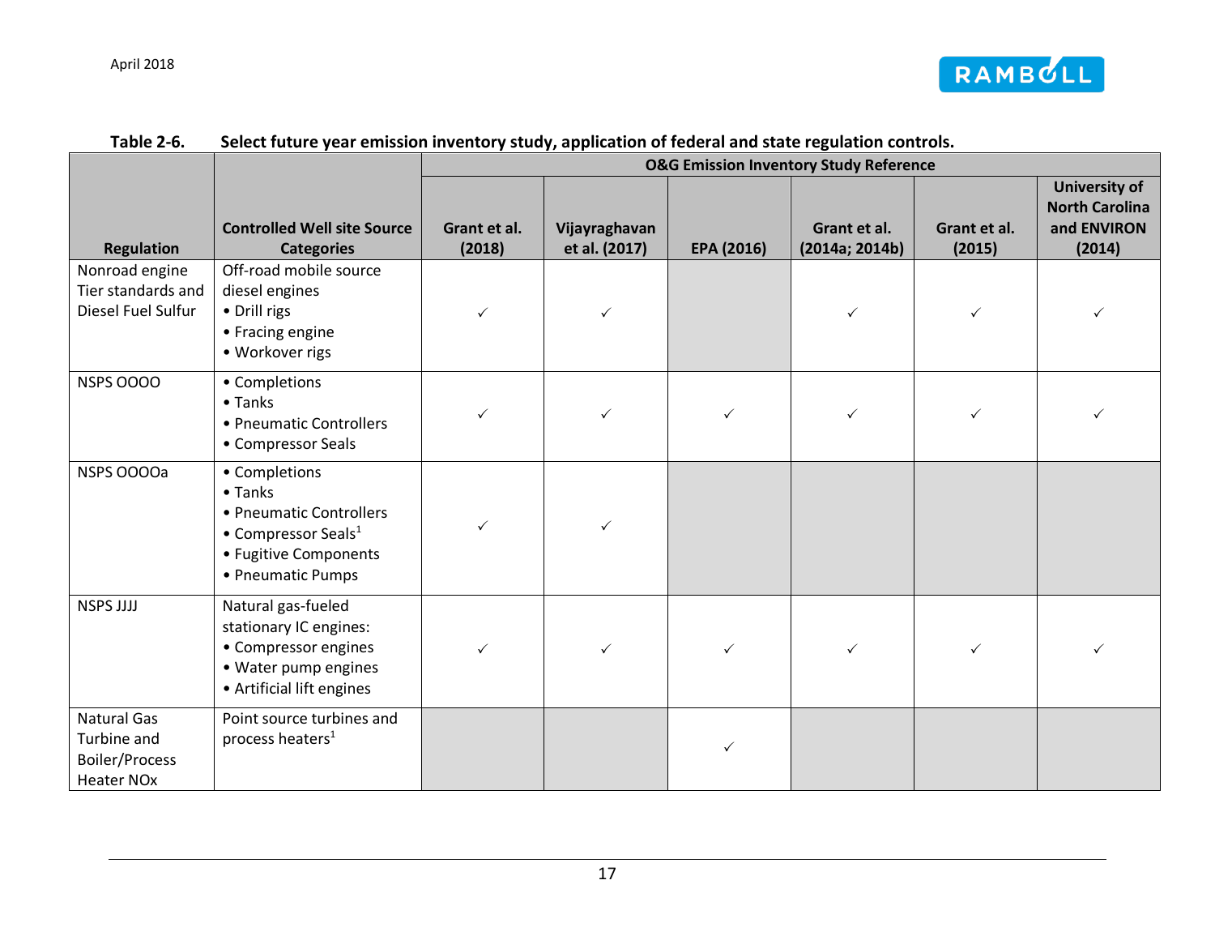**Table 2-6. Select future year emission inventory study, application of federal and state regulation controls.**

| Regulation | Controlled Well site Source Categories | O&G Emission Inventory Study Reference | | | | | |
|---|---|---|---|---|---|---|---|
| | | Grant et al. (2018) | Vijayraghavan et al. (2017) | EPA (2016) | Grant et al. (2014a; 2014b) | Grant et al. (2015) | University of North Carolina and ENVIRON (2014) |
| Nonroad engine Tier standards and Diesel Fuel Sulfur | Off-road mobile source diesel engines<br>• Drill rigs<br>• Fracing engine<br>• Workover rigs | ✓ | ✓ | | ✓ | ✓ | ✓ |
| NSPS OOOO | • Completions<br>• Tanks<br>• Pneumatic Controllers<br>• Compressor Seals | ✓ | ✓ | ✓ | ✓ | ✓ | ✓ |
| NSPS OOOOa | • Completions<br>• Tanks<br>• Pneumatic Controllers<br>• Compressor Seals[1]<br>• Fugitive Components<br>• Pneumatic Pumps | ✓ | ✓ | | | | |
| NSPS JJJJ | Natural gas-fueled stationary IC engines:<br>• Compressor engines<br>• Water pump engines<br>• Artificial lift engines | ✓ | ✓ | ✓ | ✓ | ✓ | ✓ |
| Natural Gas Turbine and Boiler/Process Heater NOx | Point source turbines and process heaters[1] | | | ✓ | | | |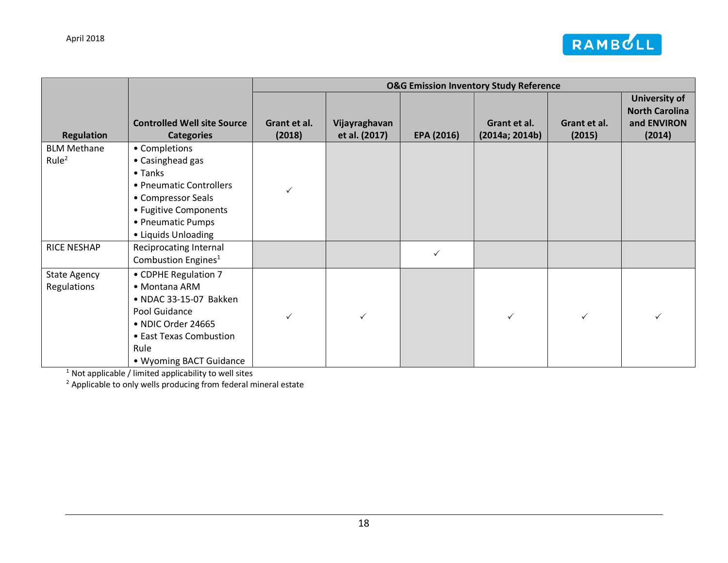| Regulation | Controlled Well site Source Categories | O&G Emission Inventory Study Reference | | | | | |
|---|---|---|---|---|---|---|---|
| | | Grant et al. (2018) | Vijayraghavan et al. (2017) | EPA (2016) | Grant et al. (2014a; 2014b) | Grant et al. (2015) | University of North Carolina and ENVIRON (2014) |
| BLM Methane Rule[2] | • Completions<br>• Casinghead gas<br>• Tanks<br>• Pneumatic Controllers<br>• Compressor Seals<br>• Fugitive Components<br>• Pneumatic Pumps<br>• Liquids Unloading | ✓ | | | | | |
| RICE NESHAP | Reciprocating Internal Combustion Engines[1] | | | ✓ | | | |
| State Agency Regulations | • CDPHE Regulation 7<br>• Montana ARM<br>• NDAC 33-15-07 Bakken Pool Guidance<br>• NDIC Order 24665<br>• East Texas Combustion Rule<br>• Wyoming BACT Guidance | ✓ | ✓ | | ✓ | ✓ | ✓ |

[1] Not applicable / limited applicability to well sites

[2] Applicable to only wells producing from federal mineral estate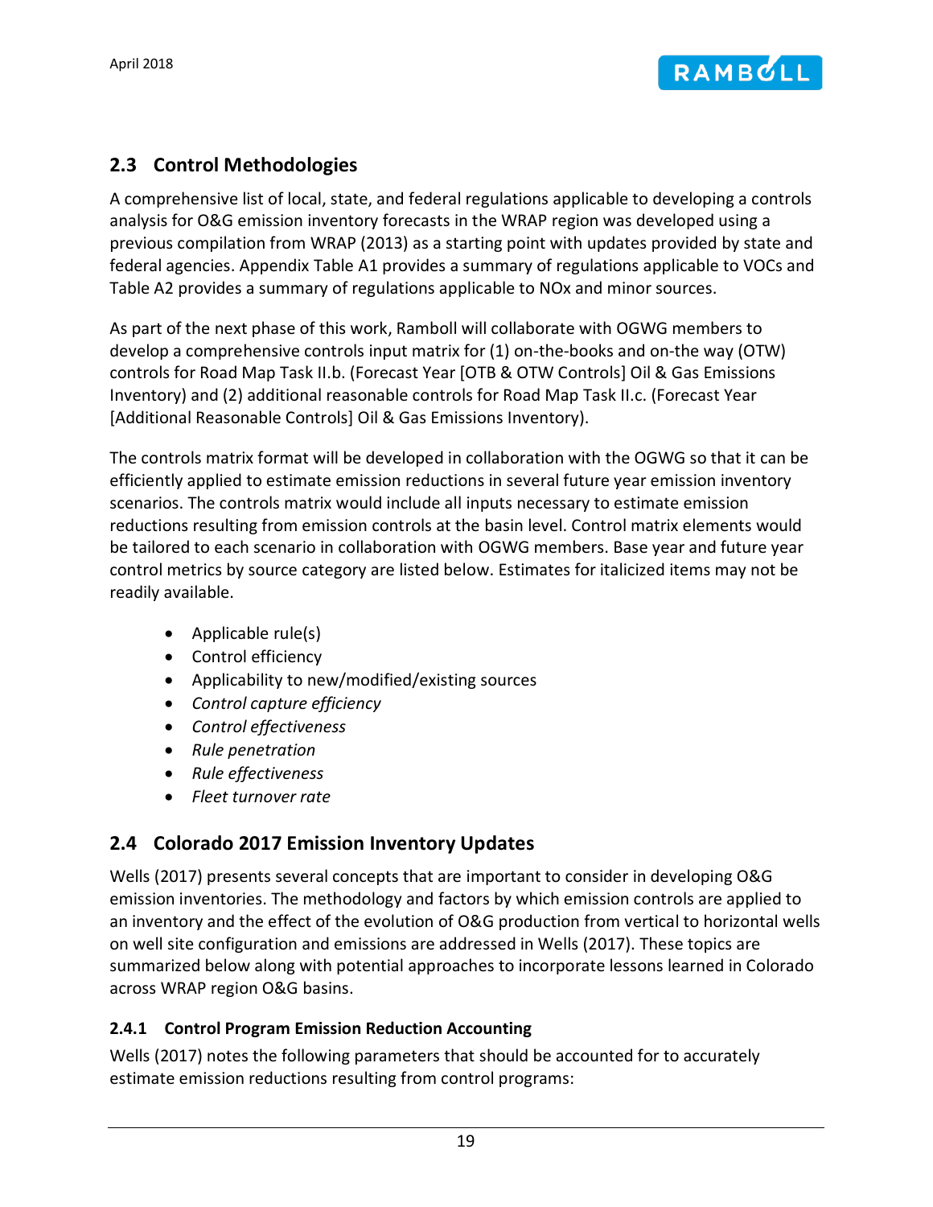## 2.3 Control Methodologies

A comprehensive list of local, state, and federal regulations applicable to developing a controls analysis for O&G emission inventory forecasts in the WRAP region was developed using a previous compilation from WRAP (2013) as a starting point with updates provided by state and federal agencies. Appendix Table A1 provides a summary of regulations applicable to VOCs and Table A2 provides a summary of regulations applicable to NOx and minor sources.

As part of the next phase of this work, Ramboll will collaborate with OGWG members to develop a comprehensive controls input matrix for (1) on-the-books and on-the way (OTW) controls for Road Map Task II.b. (Forecast Year [OTB & OTW Controls] Oil & Gas Emissions Inventory) and (2) additional reasonable controls for Road Map Task II.c. (Forecast Year [Additional Reasonable Controls] Oil & Gas Emissions Inventory).

The controls matrix format will be developed in collaboration with the OGWG so that it can be efficiently applied to estimate emission reductions in several future year emission inventory scenarios. The controls matrix would include all inputs necessary to estimate emission reductions resulting from emission controls at the basin level. Control matrix elements would be tailored to each scenario in collaboration with OGWG members. Base year and future year control metrics by source category are listed below. Estimates for italicized items may not be readily available.

- Applicable rule(s)
- Control efficiency
- Applicability to new/modified/existing sources
- *Control capture efficiency*
- *Control effectiveness*
- *Rule penetration*
- *Rule effectiveness*
- *Fleet turnover rate*

## 2.4 Colorado 2017 Emission Inventory Updates

Wells (2017) presents several concepts that are important to consider in developing O&G emission inventories. The methodology and factors by which emission controls are applied to an inventory and the effect of the evolution of O&G production from vertical to horizontal wells on well site configuration and emissions are addressed in Wells (2017). These topics are summarized below along with potential approaches to incorporate lessons learned in Colorado across WRAP region O&G basins.

### 2.4.1 Control Program Emission Reduction Accounting

Wells (2017) notes the following parameters that should be accounted for to accurately estimate emission reductions resulting from control programs: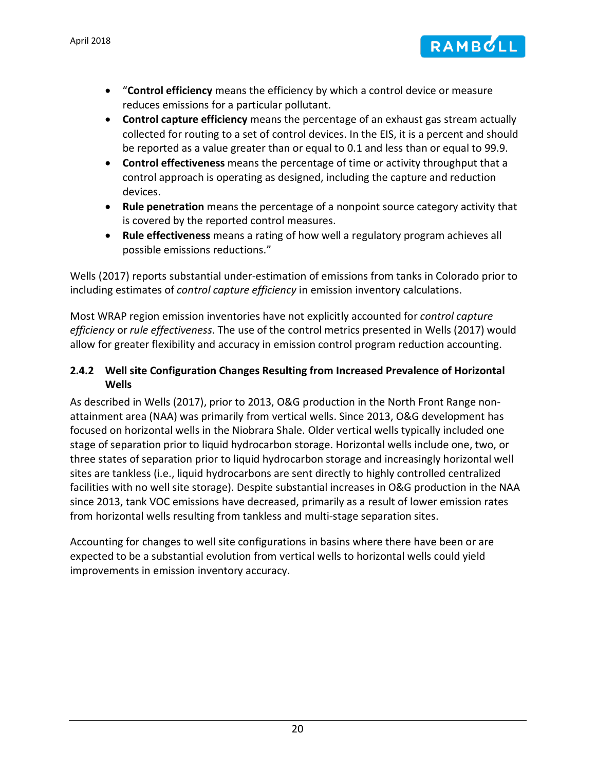- "**Control efficiency** means the efficiency by which a control device or measure reduces emissions for a particular pollutant.
- **Control capture efficiency** means the percentage of an exhaust gas stream actually collected for routing to a set of control devices. In the EIS, it is a percent and should be reported as a value greater than or equal to 0.1 and less than or equal to 99.9.
- **Control effectiveness** means the percentage of time or activity throughput that a control approach is operating as designed, including the capture and reduction devices.
- **Rule penetration** means the percentage of a nonpoint source category activity that is covered by the reported control measures.
- **Rule effectiveness** means a rating of how well a regulatory program achieves all possible emissions reductions."

Wells (2017) reports substantial under-estimation of emissions from tanks in Colorado prior to including estimates of *control capture efficiency* in emission inventory calculations.

Most WRAP region emission inventories have not explicitly accounted for *control capture efficiency* or *rule effectiveness*. The use of the control metrics presented in Wells (2017) would allow for greater flexibility and accuracy in emission control program reduction accounting.

### 2.4.2 Well site Configuration Changes Resulting from Increased Prevalence of Horizontal Wells

As described in Wells (2017), prior to 2013, O&G production in the North Front Range non-attainment area (NAA) was primarily from vertical wells. Since 2013, O&G development has focused on horizontal wells in the Niobrara Shale. Older vertical wells typically included one stage of separation prior to liquid hydrocarbon storage. Horizontal wells include one, two, or three states of separation prior to liquid hydrocarbon storage and increasingly horizontal well sites are tankless (i.e., liquid hydrocarbons are sent directly to highly controlled centralized facilities with no well site storage). Despite substantial increases in O&G production in the NAA since 2013, tank VOC emissions have decreased, primarily as a result of lower emission rates from horizontal wells resulting from tankless and multi-stage separation sites.

Accounting for changes to well site configurations in basins where there have been or are expected to be a substantial evolution from vertical wells to horizontal wells could yield improvements in emission inventory accuracy.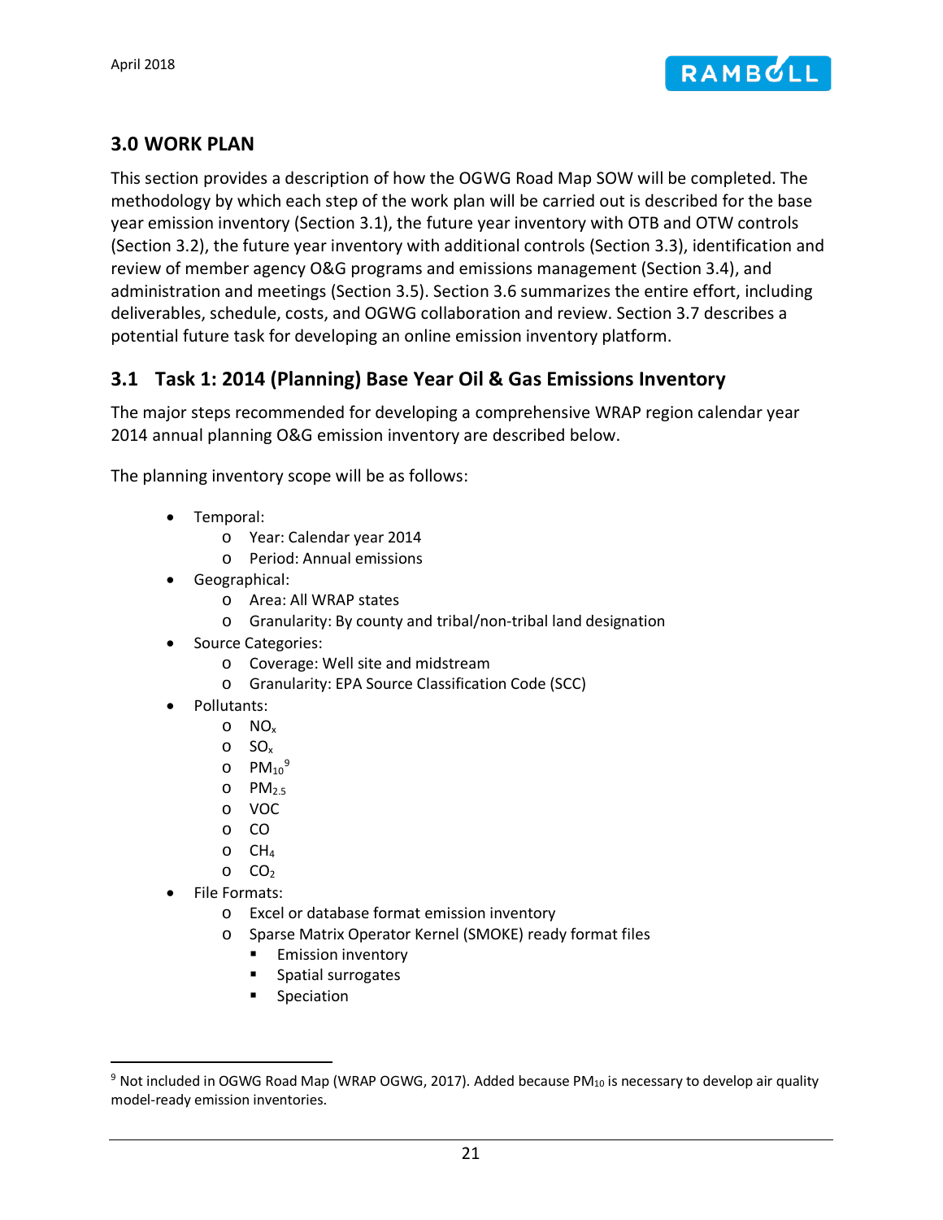## 3.0 WORK PLAN

This section provides a description of how the OGWG Road Map SOW will be completed. The methodology by which each step of the work plan will be carried out is described for the base year emission inventory (Section 3.1), the future year inventory with OTB and OTW controls (Section 3.2), the future year inventory with additional controls (Section 3.3), identification and review of member agency O&G programs and emissions management (Section 3.4), and administration and meetings (Section 3.5). Section 3.6 summarizes the entire effort, including deliverables, schedule, costs, and OGWG collaboration and review. Section 3.7 describes a potential future task for developing an online emission inventory platform.

### 3.1 Task 1: 2014 (Planning) Base Year Oil & Gas Emissions Inventory

The major steps recommended for developing a comprehensive WRAP region calendar year 2014 annual planning O&G emission inventory are described below.

The planning inventory scope will be as follows:

- Temporal:
  - Year: Calendar year 2014
  - Period: Annual emissions
- Geographical:
  - Area: All WRAP states
  - Granularity: By county and tribal/non-tribal land designation
- Source Categories:
  - Coverage: Well site and midstream
  - Granularity: EPA Source Classification Code (SCC)
- Pollutants:
  - $NO_x$
  - $SO_x$
  - $PM_{10}$[9]
  - $PM_{2.5}$
  - VOC
  - CO
  - $CH_4$
  - $CO_2$
- File Formats:
  - Excel or database format emission inventory
  - Sparse Matrix Operator Kernel (SMOKE) ready format files
    - Emission inventory
    - Spatial surrogates
    - Speciation

[9] Not included in OGWG Road Map (WRAP OGWG, 2017). Added because $PM_{10}$ is necessary to develop air quality model-ready emission inventories.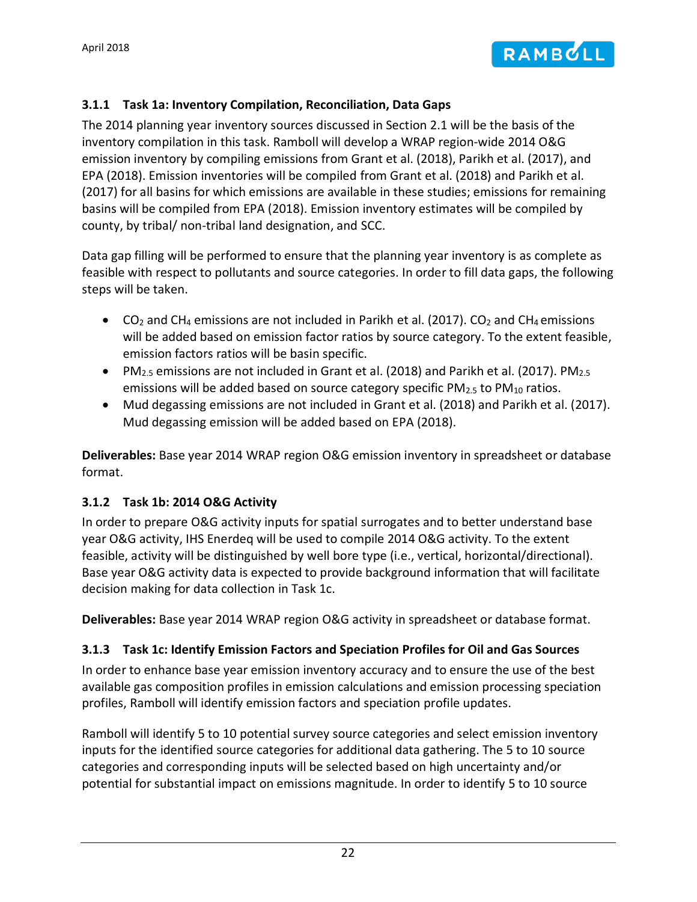### 3.1.1 Task 1a: Inventory Compilation, Reconciliation, Data Gaps

The 2014 planning year inventory sources discussed in Section 2.1 will be the basis of the inventory compilation in this task. Ramboll will develop a WRAP region-wide 2014 O&G emission inventory by compiling emissions from Grant et al. (2018), Parikh et al. (2017), and EPA (2018). Emission inventories will be compiled from Grant et al. (2018) and Parikh et al. (2017) for all basins for which emissions are available in these studies; emissions for remaining basins will be compiled from EPA (2018). Emission inventory estimates will be compiled by county, by tribal/ non-tribal land designation, and SCC.

Data gap filling will be performed to ensure that the planning year inventory is as complete as feasible with respect to pollutants and source categories. In order to fill data gaps, the following steps will be taken.

- $CO_2$ and $CH_4$ emissions are not included in Parikh et al. (2017). $CO_2$ and $CH_4$ emissions will be added based on emission factor ratios by source category. To the extent feasible, emission factors ratios will be basin specific.
- $PM_{2.5}$ emissions are not included in Grant et al. (2018) and Parikh et al. (2017). $PM_{2.5}$ emissions will be added based on source category specific $PM_{2.5}$ to $PM_{10}$ ratios.
- Mud degassing emissions are not included in Grant et al. (2018) and Parikh et al. (2017). Mud degassing emission will be added based on EPA (2018).

**Deliverables:** Base year 2014 WRAP region O&G emission inventory in spreadsheet or database format.

### 3.1.2 Task 1b: 2014 O&G Activity

In order to prepare O&G activity inputs for spatial surrogates and to better understand base year O&G activity, IHS Enerdeq will be used to compile 2014 O&G activity. To the extent feasible, activity will be distinguished by well bore type (i.e., vertical, horizontal/directional). Base year O&G activity data is expected to provide background information that will facilitate decision making for data collection in Task 1c.

**Deliverables:** Base year 2014 WRAP region O&G activity in spreadsheet or database format.

### 3.1.3 Task 1c: Identify Emission Factors and Speciation Profiles for Oil and Gas Sources

In order to enhance base year emission inventory accuracy and to ensure the use of the best available gas composition profiles in emission calculations and emission processing speciation profiles, Ramboll will identify emission factors and speciation profile updates.

Ramboll will identify 5 to 10 potential survey source categories and select emission inventory inputs for the identified source categories for additional data gathering. The 5 to 10 source categories and corresponding inputs will be selected based on high uncertainty and/or potential for substantial impact on emissions magnitude. In order to identify 5 to 10 source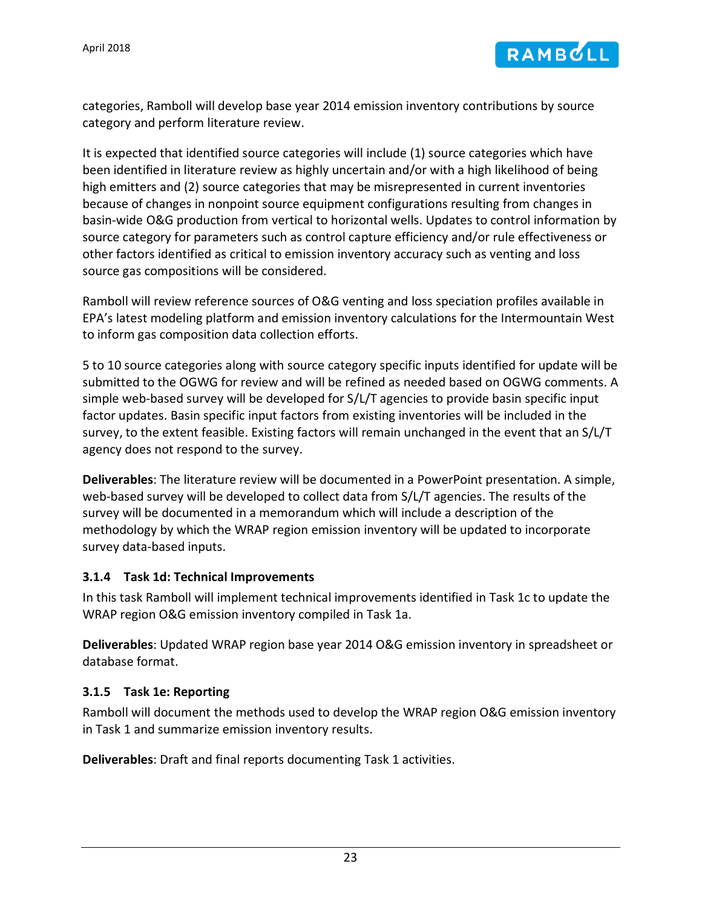categories, Ramboll will develop base year 2014 emission inventory contributions by source category and perform literature review.

It is expected that identified source categories will include (1) source categories which have been identified in literature review as highly uncertain and/or with a high likelihood of being high emitters and (2) source categories that may be misrepresented in current inventories because of changes in nonpoint source equipment configurations resulting from changes in basin-wide O&G production from vertical to horizontal wells. Updates to control information by source category for parameters such as control capture efficiency and/or rule effectiveness or other factors identified as critical to emission inventory accuracy such as venting and loss source gas compositions will be considered.

Ramboll will review reference sources of O&G venting and loss speciation profiles available in EPA's latest modeling platform and emission inventory calculations for the Intermountain West to inform gas composition data collection efforts.

5 to 10 source categories along with source category specific inputs identified for update will be submitted to the OGWG for review and will be refined as needed based on OGWG comments. A simple web-based survey will be developed for S/L/T agencies to provide basin specific input factor updates. Basin specific input factors from existing inventories will be included in the survey, to the extent feasible. Existing factors will remain unchanged in the event that an S/L/T agency does not respond to the survey.

**Deliverables**: The literature review will be documented in a PowerPoint presentation. A simple, web-based survey will be developed to collect data from S/L/T agencies. The results of the survey will be documented in a memorandum which will include a description of the methodology by which the WRAP region emission inventory will be updated to incorporate survey data-based inputs.

### 3.1.4 Task 1d: Technical Improvements

In this task Ramboll will implement technical improvements identified in Task 1c to update the WRAP region O&G emission inventory compiled in Task 1a.

**Deliverables**: Updated WRAP region base year 2014 O&G emission inventory in spreadsheet or database format.

### 3.1.5 Task 1e: Reporting

Ramboll will document the methods used to develop the WRAP region O&G emission inventory in Task 1 and summarize emission inventory results.

**Deliverables**: Draft and final reports documenting Task 1 activities.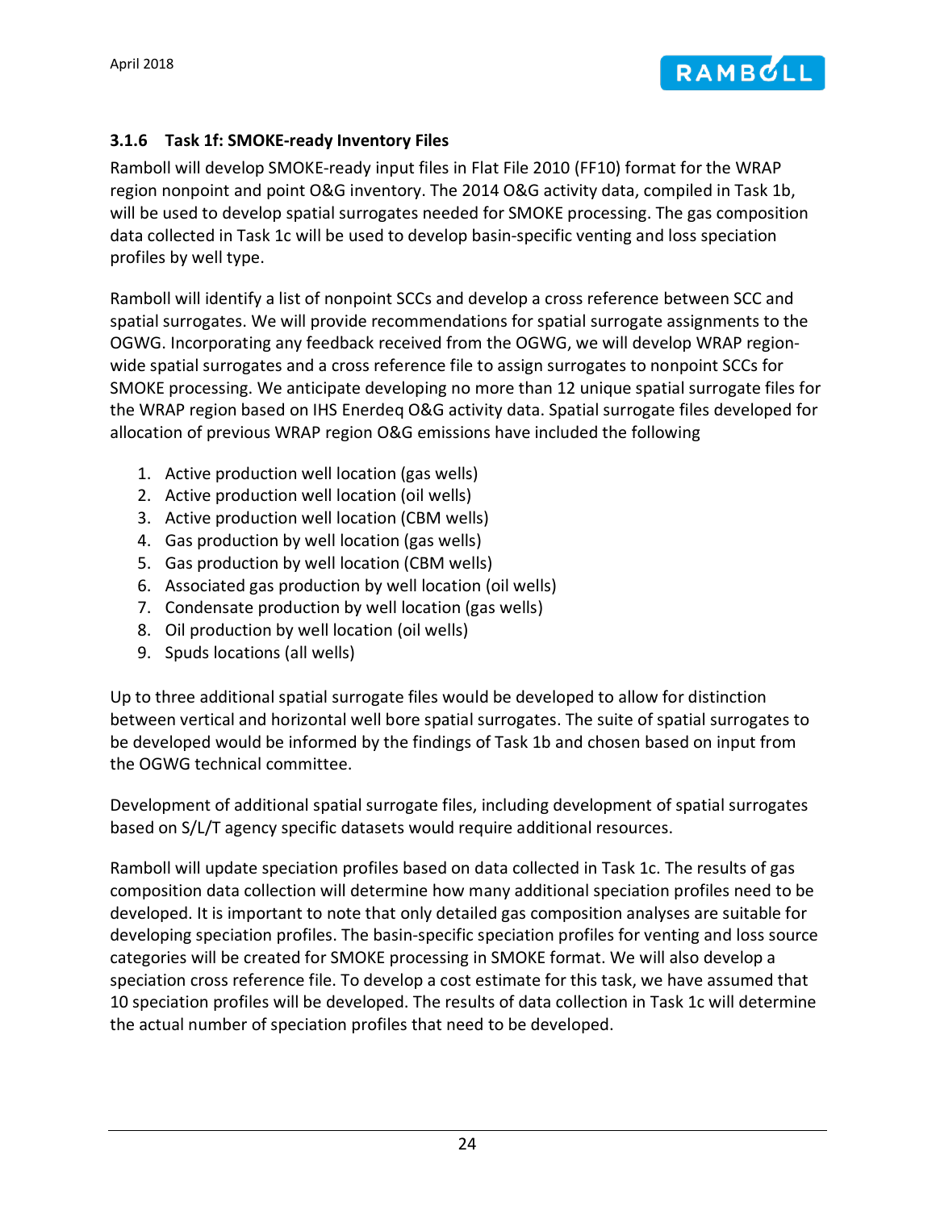### 3.1.6 Task 1f: SMOKE-ready Inventory Files

Ramboll will develop SMOKE-ready input files in Flat File 2010 (FF10) format for the WRAP region nonpoint and point O&G inventory. The 2014 O&G activity data, compiled in Task 1b, will be used to develop spatial surrogates needed for SMOKE processing. The gas composition data collected in Task 1c will be used to develop basin-specific venting and loss speciation profiles by well type.

Ramboll will identify a list of nonpoint SCCs and develop a cross reference between SCC and spatial surrogates. We will provide recommendations for spatial surrogate assignments to the OGWG. Incorporating any feedback received from the OGWG, we will develop WRAP region-wide spatial surrogates and a cross reference file to assign surrogates to nonpoint SCCs for SMOKE processing. We anticipate developing no more than 12 unique spatial surrogate files for the WRAP region based on IHS Enerdeq O&G activity data. Spatial surrogate files developed for allocation of previous WRAP region O&G emissions have included the following

1. Active production well location (gas wells)
2. Active production well location (oil wells)
3. Active production well location (CBM wells)
4. Gas production by well location (gas wells)
5. Gas production by well location (CBM wells)
6. Associated gas production by well location (oil wells)
7. Condensate production by well location (gas wells)
8. Oil production by well location (oil wells)
9. Spuds locations (all wells)

Up to three additional spatial surrogate files would be developed to allow for distinction between vertical and horizontal well bore spatial surrogates. The suite of spatial surrogates to be developed would be informed by the findings of Task 1b and chosen based on input from the OGWG technical committee.

Development of additional spatial surrogate files, including development of spatial surrogates based on S/L/T agency specific datasets would require additional resources.

Ramboll will update speciation profiles based on data collected in Task 1c. The results of gas composition data collection will determine how many additional speciation profiles need to be developed. It is important to note that only detailed gas composition analyses are suitable for developing speciation profiles. The basin-specific speciation profiles for venting and loss source categories will be created for SMOKE processing in SMOKE format. We will also develop a speciation cross reference file. To develop a cost estimate for this task, we have assumed that 10 speciation profiles will be developed. The results of data collection in Task 1c will determine the actual number of speciation profiles that need to be developed.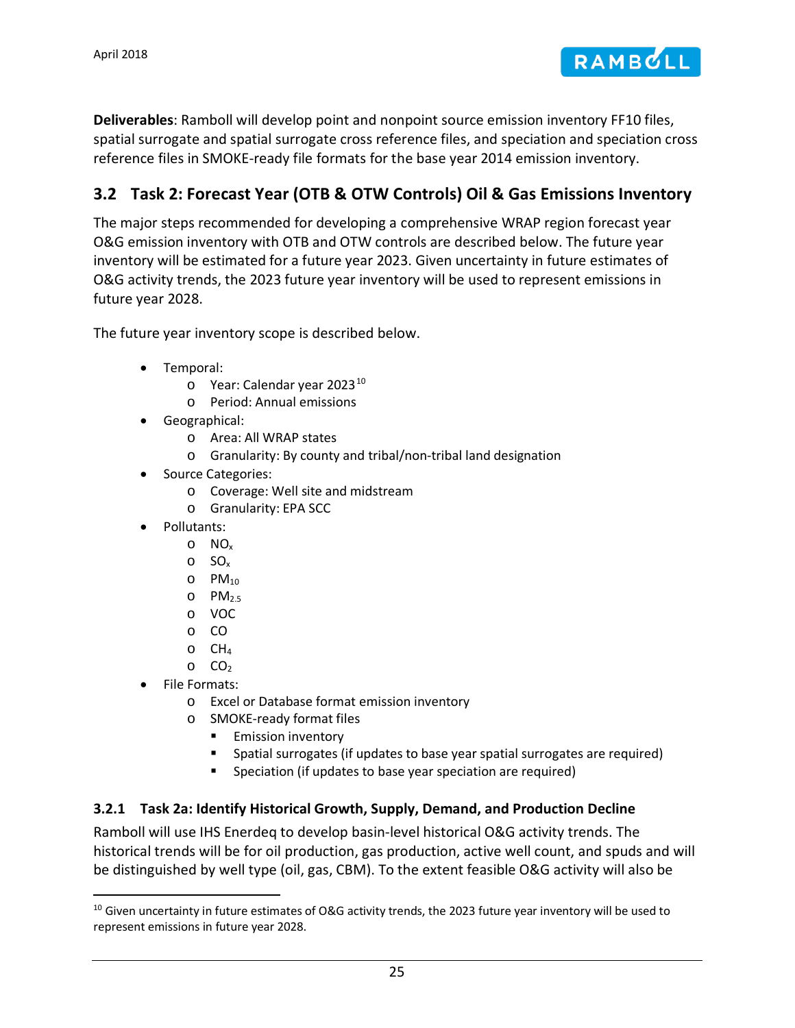**Deliverables**: Ramboll will develop point and nonpoint source emission inventory FF10 files, spatial surrogate and spatial surrogate cross reference files, and speciation and speciation cross reference files in SMOKE-ready file formats for the base year 2014 emission inventory.

## 3.2 Task 2: Forecast Year (OTB & OTW Controls) Oil & Gas Emissions Inventory

The major steps recommended for developing a comprehensive WRAP region forecast year O&G emission inventory with OTB and OTW controls are described below. The future year inventory will be estimated for a future year 2023. Given uncertainty in future estimates of O&G activity trends, the 2023 future year inventory will be used to represent emissions in future year 2028.

The future year inventory scope is described below.

- Temporal:
  - Year: Calendar year 2023[10]
  - Period: Annual emissions
- Geographical:
  - Area: All WRAP states
  - Granularity: By county and tribal/non-tribal land designation
- Source Categories:
  - Coverage: Well site and midstream
  - Granularity: EPA SCC
- Pollutants:
  - $NO_x$
  - $SO_x$
  - $PM_{10}$
  - $PM_{2.5}$
  - VOC
  - CO
  - $CH_4$
  - $CO_2$
- File Formats:
  - Excel or Database format emission inventory
  - SMOKE-ready format files
    - Emission inventory
    - Spatial surrogates (if updates to base year spatial surrogates are required)
    - Speciation (if updates to base year speciation are required)

### 3.2.1 Task 2a: Identify Historical Growth, Supply, Demand, and Production Decline

Ramboll will use IHS Enerdeq to develop basin-level historical O&G activity trends. The historical trends will be for oil production, gas production, active well count, and spuds and will be distinguished by well type (oil, gas, CBM). To the extent feasible O&G activity will also be

[10] Given uncertainty in future estimates of O&G activity trends, the 2023 future year inventory will be used to represent emissions in future year 2028.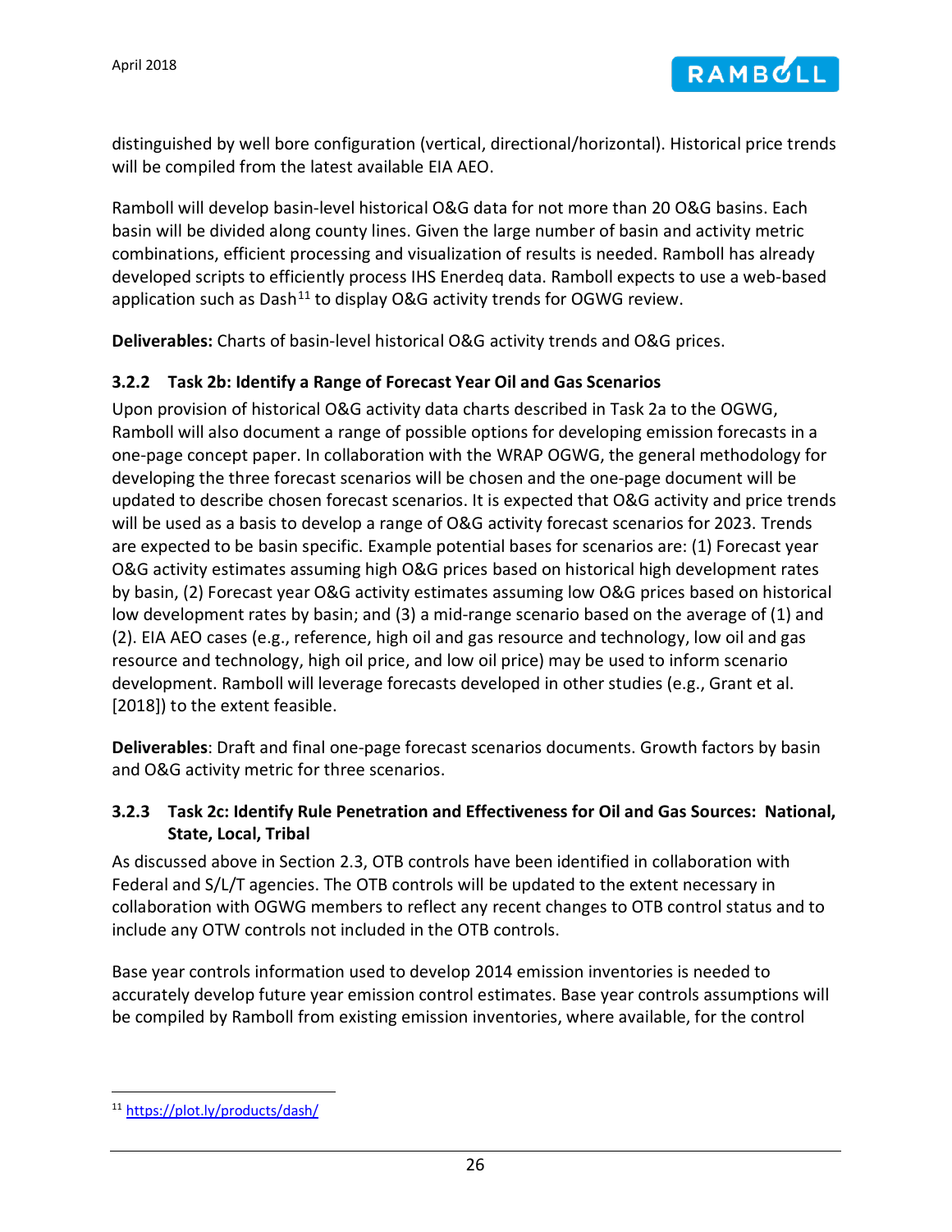distinguished by well bore configuration (vertical, directional/horizontal). Historical price trends will be compiled from the latest available EIA AEO.

Ramboll will develop basin-level historical O&G data for not more than 20 O&G basins. Each basin will be divided along county lines. Given the large number of basin and activity metric combinations, efficient processing and visualization of results is needed. Ramboll has already developed scripts to efficiently process IHS Enerdeq data. Ramboll expects to use a web-based application such as Dash[11] to display O&G activity trends for OGWG review.

**Deliverables:** Charts of basin-level historical O&G activity trends and O&G prices.

### 3.2.2 Task 2b: Identify a Range of Forecast Year Oil and Gas Scenarios

Upon provision of historical O&G activity data charts described in Task 2a to the OGWG, Ramboll will also document a range of possible options for developing emission forecasts in a one-page concept paper. In collaboration with the WRAP OGWG, the general methodology for developing the three forecast scenarios will be chosen and the one-page document will be updated to describe chosen forecast scenarios. It is expected that O&G activity and price trends will be used as a basis to develop a range of O&G activity forecast scenarios for 2023. Trends are expected to be basin specific. Example potential bases for scenarios are: (1) Forecast year O&G activity estimates assuming high O&G prices based on historical high development rates by basin, (2) Forecast year O&G activity estimates assuming low O&G prices based on historical low development rates by basin; and (3) a mid-range scenario based on the average of (1) and (2). EIA AEO cases (e.g., reference, high oil and gas resource and technology, low oil and gas resource and technology, high oil price, and low oil price) may be used to inform scenario development. Ramboll will leverage forecasts developed in other studies (e.g., Grant et al. [2018]) to the extent feasible.

**Deliverables**: Draft and final one-page forecast scenarios documents. Growth factors by basin and O&G activity metric for three scenarios.

### 3.2.3 Task 2c: Identify Rule Penetration and Effectiveness for Oil and Gas Sources: National, State, Local, Tribal

As discussed above in Section 2.3, OTB controls have been identified in collaboration with Federal and S/L/T agencies. The OTB controls will be updated to the extent necessary in collaboration with OGWG members to reflect any recent changes to OTB control status and to include any OTW controls not included in the OTB controls.

Base year controls information used to develop 2014 emission inventories is needed to accurately develop future year emission control estimates. Base year controls assumptions will be compiled by Ramboll from existing emission inventories, where available, for the control

[11] https://plot.ly/products/dash/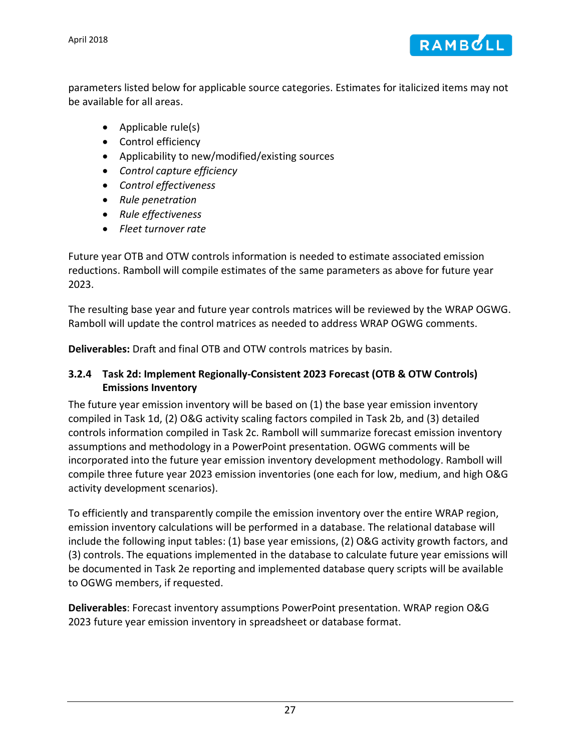parameters listed below for applicable source categories. Estimates for italicized items may not be available for all areas.

- Applicable rule(s)
- Control efficiency
- Applicability to new/modified/existing sources
- *Control capture efficiency*
- *Control effectiveness*
- *Rule penetration*
- *Rule effectiveness*
- *Fleet turnover rate*

Future year OTB and OTW controls information is needed to estimate associated emission reductions. Ramboll will compile estimates of the same parameters as above for future year 2023.

The resulting base year and future year controls matrices will be reviewed by the WRAP OGWG. Ramboll will update the control matrices as needed to address WRAP OGWG comments.

**Deliverables:** Draft and final OTB and OTW controls matrices by basin.

### 3.2.4 Task 2d: Implement Regionally-Consistent 2023 Forecast (OTB & OTW Controls) Emissions Inventory

The future year emission inventory will be based on (1) the base year emission inventory compiled in Task 1d, (2) O&G activity scaling factors compiled in Task 2b, and (3) detailed controls information compiled in Task 2c. Ramboll will summarize forecast emission inventory assumptions and methodology in a PowerPoint presentation. OGWG comments will be incorporated into the future year emission inventory development methodology. Ramboll will compile three future year 2023 emission inventories (one each for low, medium, and high O&G activity development scenarios).

To efficiently and transparently compile the emission inventory over the entire WRAP region, emission inventory calculations will be performed in a database. The relational database will include the following input tables: (1) base year emissions, (2) O&G activity growth factors, and (3) controls. The equations implemented in the database to calculate future year emissions will be documented in Task 2e reporting and implemented database query scripts will be available to OGWG members, if requested.

**Deliverables**: Forecast inventory assumptions PowerPoint presentation. WRAP region O&G 2023 future year emission inventory in spreadsheet or database format.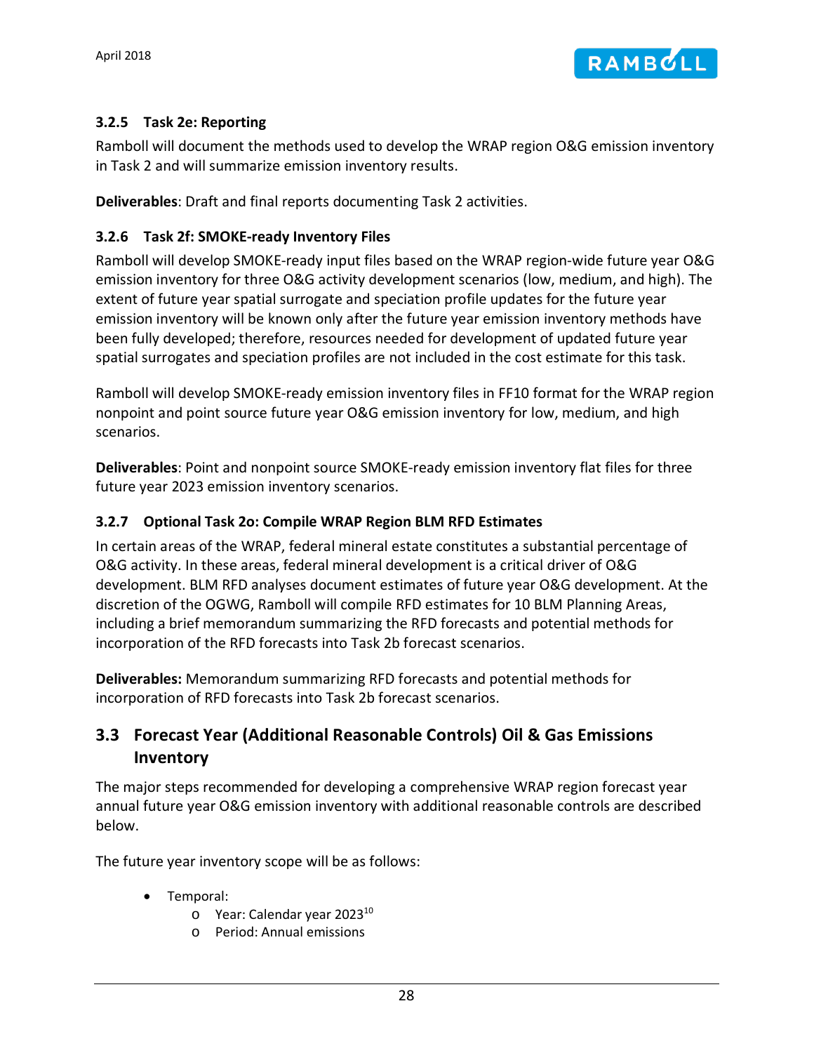### 3.2.5 Task 2e: Reporting

Ramboll will document the methods used to develop the WRAP region O&G emission inventory in Task 2 and will summarize emission inventory results.

**Deliverables**: Draft and final reports documenting Task 2 activities.

### 3.2.6 Task 2f: SMOKE-ready Inventory Files

Ramboll will develop SMOKE-ready input files based on the WRAP region-wide future year O&G emission inventory for three O&G activity development scenarios (low, medium, and high). The extent of future year spatial surrogate and speciation profile updates for the future year emission inventory will be known only after the future year emission inventory methods have been fully developed; therefore, resources needed for development of updated future year spatial surrogates and speciation profiles are not included in the cost estimate for this task.

Ramboll will develop SMOKE-ready emission inventory files in FF10 format for the WRAP region nonpoint and point source future year O&G emission inventory for low, medium, and high scenarios.

**Deliverables**: Point and nonpoint source SMOKE-ready emission inventory flat files for three future year 2023 emission inventory scenarios.

### 3.2.7 Optional Task 2o: Compile WRAP Region BLM RFD Estimates

In certain areas of the WRAP, federal mineral estate constitutes a substantial percentage of O&G activity. In these areas, federal mineral development is a critical driver of O&G development. BLM RFD analyses document estimates of future year O&G development. At the discretion of the OGWG, Ramboll will compile RFD estimates for 10 BLM Planning Areas, including a brief memorandum summarizing the RFD forecasts and potential methods for incorporation of the RFD forecasts into Task 2b forecast scenarios.

**Deliverables:** Memorandum summarizing RFD forecasts and potential methods for incorporation of RFD forecasts into Task 2b forecast scenarios.

## 3.3 Forecast Year (Additional Reasonable Controls) Oil & Gas Emissions Inventory

The major steps recommended for developing a comprehensive WRAP region forecast year annual future year O&G emission inventory with additional reasonable controls are described below.

The future year inventory scope will be as follows:

- Temporal:
  - Year: Calendar year 2023[10]
  - Period: Annual emissions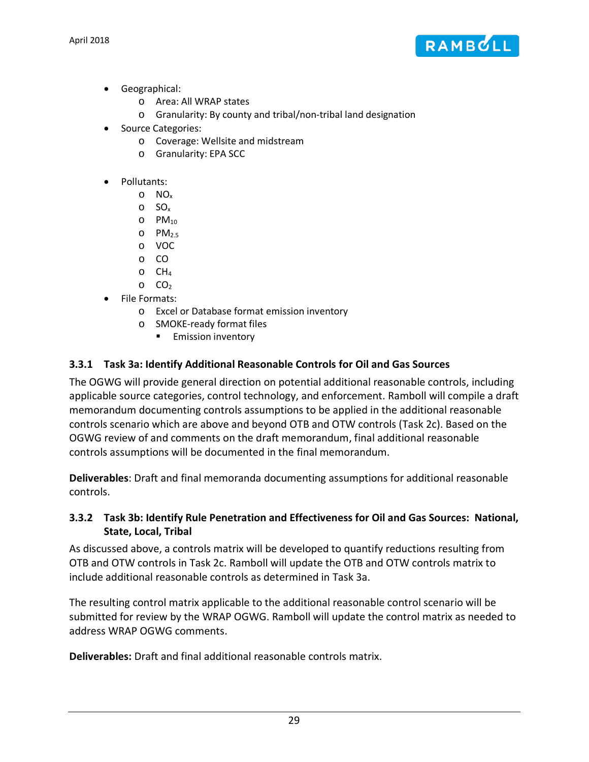- Geographical:
  - Area: All WRAP states
  - Granularity: By county and tribal/non-tribal land designation
- Source Categories:
  - Coverage: Wellsite and midstream
  - Granularity: EPA SCC

- Pollutants:
  - $NO_x$
  - $SO_x$
  - $PM_{10}$
  - $PM_{2.5}$
  - VOC
  - CO
  - $CH_4$
  - $CO_2$
- File Formats:
  - Excel or Database format emission inventory
  - SMOKE-ready format files
    - Emission inventory

### 3.3.1 Task 3a: Identify Additional Reasonable Controls for Oil and Gas Sources

The OGWG will provide general direction on potential additional reasonable controls, including applicable source categories, control technology, and enforcement. Ramboll will compile a draft memorandum documenting controls assumptions to be applied in the additional reasonable controls scenario which are above and beyond OTB and OTW controls (Task 2c). Based on the OGWG review of and comments on the draft memorandum, final additional reasonable controls assumptions will be documented in the final memorandum.

**Deliverables**: Draft and final memoranda documenting assumptions for additional reasonable controls.

### 3.3.2 Task 3b: Identify Rule Penetration and Effectiveness for Oil and Gas Sources: National, State, Local, Tribal

As discussed above, a controls matrix will be developed to quantify reductions resulting from OTB and OTW controls in Task 2c. Ramboll will update the OTB and OTW controls matrix to include additional reasonable controls as determined in Task 3a.

The resulting control matrix applicable to the additional reasonable control scenario will be submitted for review by the WRAP OGWG. Ramboll will update the control matrix as needed to address WRAP OGWG comments.

**Deliverables:** Draft and final additional reasonable controls matrix.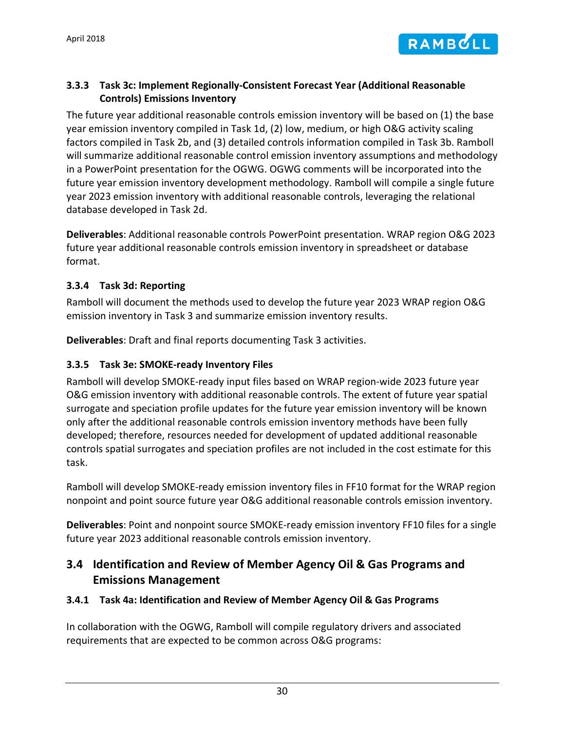### 3.3.3 Task 3c: Implement Regionally-Consistent Forecast Year (Additional Reasonable Controls) Emissions Inventory

The future year additional reasonable controls emission inventory will be based on (1) the base year emission inventory compiled in Task 1d, (2) low, medium, or high O&G activity scaling factors compiled in Task 2b, and (3) detailed controls information compiled in Task 3b. Ramboll will summarize additional reasonable control emission inventory assumptions and methodology in a PowerPoint presentation for the OGWG. OGWG comments will be incorporated into the future year emission inventory development methodology. Ramboll will compile a single future year 2023 emission inventory with additional reasonable controls, leveraging the relational database developed in Task 2d.

**Deliverables**: Additional reasonable controls PowerPoint presentation. WRAP region O&G 2023 future year additional reasonable controls emission inventory in spreadsheet or database format.

### 3.3.4 Task 3d: Reporting

Ramboll will document the methods used to develop the future year 2023 WRAP region O&G emission inventory in Task 3 and summarize emission inventory results.

**Deliverables**: Draft and final reports documenting Task 3 activities.

### 3.3.5 Task 3e: SMOKE-ready Inventory Files

Ramboll will develop SMOKE-ready input files based on WRAP region-wide 2023 future year O&G emission inventory with additional reasonable controls. The extent of future year spatial surrogate and speciation profile updates for the future year emission inventory will be known only after the additional reasonable controls emission inventory methods have been fully developed; therefore, resources needed for development of updated additional reasonable controls spatial surrogates and speciation profiles are not included in the cost estimate for this task.

Ramboll will develop SMOKE-ready emission inventory files in FF10 format for the WRAP region nonpoint and point source future year O&G additional reasonable controls emission inventory.

**Deliverables**: Point and nonpoint source SMOKE-ready emission inventory FF10 files for a single future year 2023 additional reasonable controls emission inventory.

## 3.4 Identification and Review of Member Agency Oil & Gas Programs and Emissions Management

### 3.4.1 Task 4a: Identification and Review of Member Agency Oil & Gas Programs

In collaboration with the OGWG, Ramboll will compile regulatory drivers and associated requirements that are expected to be common across O&G programs: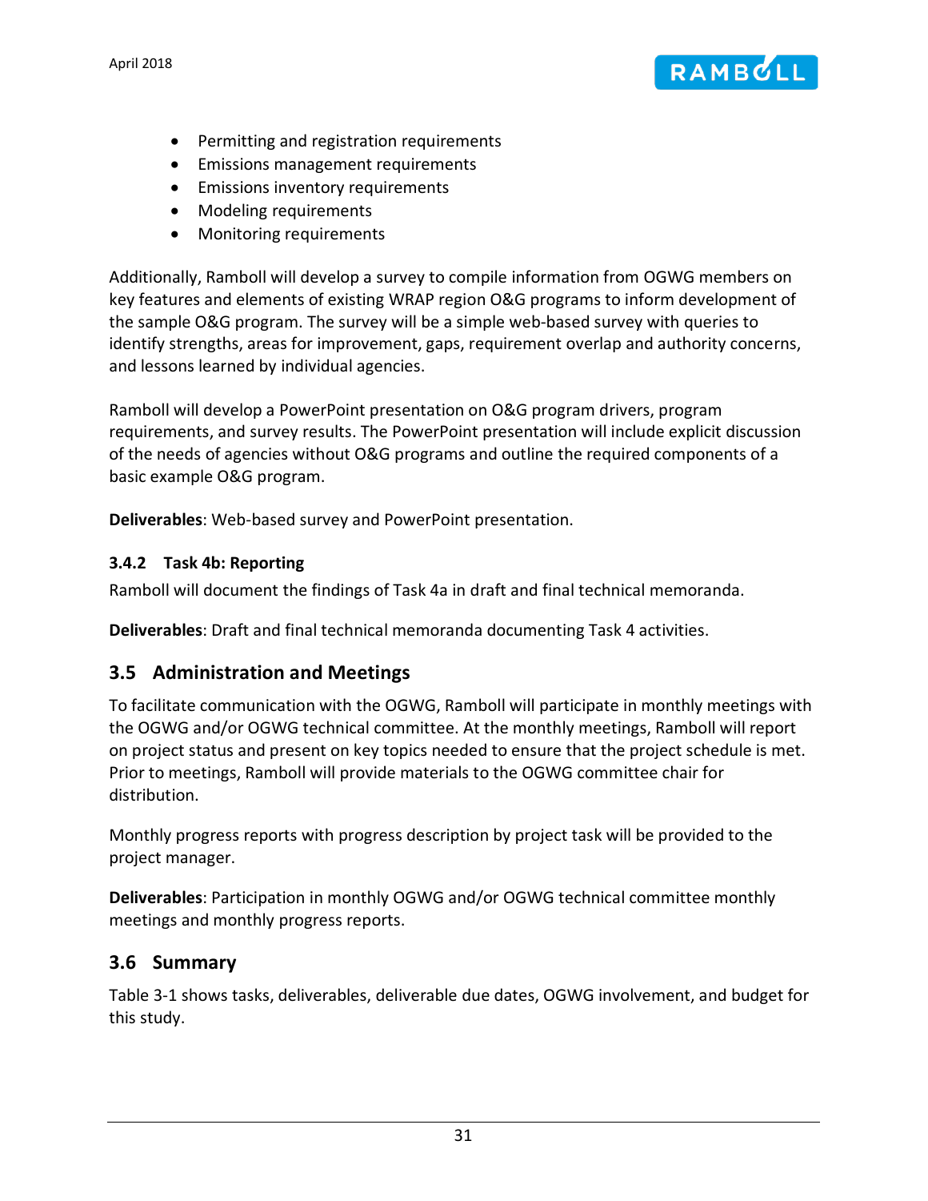- Permitting and registration requirements
- Emissions management requirements
- Emissions inventory requirements
- Modeling requirements
- Monitoring requirements

Additionally, Ramboll will develop a survey to compile information from OGWG members on key features and elements of existing WRAP region O&G programs to inform development of the sample O&G program. The survey will be a simple web-based survey with queries to identify strengths, areas for improvement, gaps, requirement overlap and authority concerns, and lessons learned by individual agencies.

Ramboll will develop a PowerPoint presentation on O&G program drivers, program requirements, and survey results. The PowerPoint presentation will include explicit discussion of the needs of agencies without O&G programs and outline the required components of a basic example O&G program.

**Deliverables**: Web-based survey and PowerPoint presentation.

#### 3.4.2 Task 4b: Reporting

Ramboll will document the findings of Task 4a in draft and final technical memoranda.

**Deliverables**: Draft and final technical memoranda documenting Task 4 activities.

### 3.5 Administration and Meetings

To facilitate communication with the OGWG, Ramboll will participate in monthly meetings with the OGWG and/or OGWG technical committee. At the monthly meetings, Ramboll will report on project status and present on key topics needed to ensure that the project schedule is met. Prior to meetings, Ramboll will provide materials to the OGWG committee chair for distribution.

Monthly progress reports with progress description by project task will be provided to the project manager.

**Deliverables**: Participation in monthly OGWG and/or OGWG technical committee monthly meetings and monthly progress reports.

### 3.6 Summary

Table 3-1 shows tasks, deliverables, deliverable due dates, OGWG involvement, and budget for this study.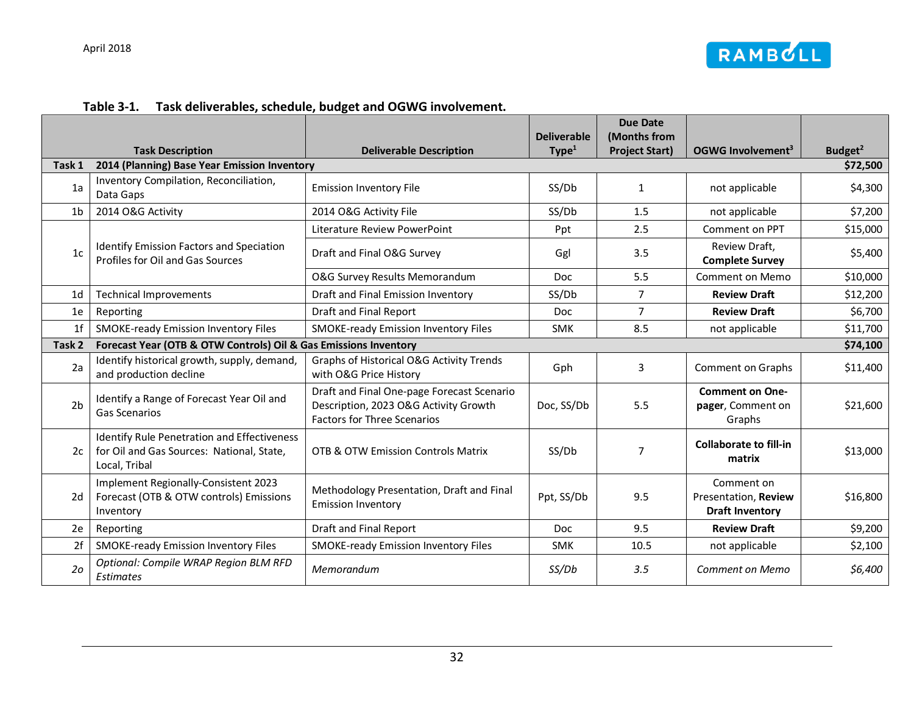**Table 3-1. Task deliverables, schedule, budget and OGWG involvement.**

| | Task Description | Deliverable Description | Deliverable Type[1] | Due Date (Months from Project Start) | OGWG Involvement[3] | Budget[2] |
|---|---|---|---|---|---|---|
| **Task 1** | **2014 (Planning) Base Year Emission Inventory** | | | | | **$72,500** |
| 1a | Inventory Compilation, Reconciliation, Data Gaps | Emission Inventory File | SS/Db | 1 | not applicable | $4,300 |
| 1b | 2014 O&G Activity | 2014 O&G Activity File | SS/Db | 1.5 | not applicable | $7,200 |
| 1c | Identify Emission Factors and Speciation Profiles for Oil and Gas Sources | Literature Review PowerPoint | Ppt | 2.5 | Comment on PPT | $15,000 |
| | | Draft and Final O&G Survey | Ggl | 3.5 | Review Draft, **Complete Survey** | $5,400 |
| | | O&G Survey Results Memorandum | Doc | 5.5 | Comment on Memo | $10,000 |
| 1d | Technical Improvements | Draft and Final Emission Inventory | SS/Db | 7 | **Review Draft** | $12,200 |
| 1e | Reporting | Draft and Final Report | Doc | 7 | **Review Draft** | $6,700 |
| 1f | SMOKE-ready Emission Inventory Files | SMOKE-ready Emission Inventory Files | SMK | 8.5 | not applicable | $11,700 |
| **Task 2** | **Forecast Year (OTB & OTW Controls) Oil & Gas Emissions Inventory** | | | | | **$74,100** |
| 2a | Identify historical growth, supply, demand, and production decline | Graphs of Historical O&G Activity Trends with O&G Price History | Gph | 3 | Comment on Graphs | $11,400 |
| 2b | Identify a Range of Forecast Year Oil and Gas Scenarios | Draft and Final One-page Forecast Scenario Description, 2023 O&G Activity Growth Factors for Three Scenarios | Doc, SS/Db | 5.5 | **Comment on One-pager**, Comment on Graphs | $21,600 |
| 2c | Identify Rule Penetration and Effectiveness for Oil and Gas Sources: National, State, Local, Tribal | OTB & OTW Emission Controls Matrix | SS/Db | 7 | **Collaborate to fill-in matrix** | $13,000 |
| 2d | Implement Regionally-Consistent 2023 Forecast (OTB & OTW controls) Emissions Inventory | Methodology Presentation, Draft and Final Emission Inventory | Ppt, SS/Db | 9.5 | Comment on Presentation, **Review Draft Inventory** | $16,800 |
| 2e | Reporting | Draft and Final Report | Doc | 9.5 | **Review Draft** | $9,200 |
| 2f | SMOKE-ready Emission Inventory Files | SMOKE-ready Emission Inventory Files | SMK | 10.5 | not applicable | $2,100 |
| *2o* | *Optional: Compile WRAP Region BLM RFD Estimates* | *Memorandum* | *SS/Db* | *3.5* | *Comment on Memo* | *$6,400* |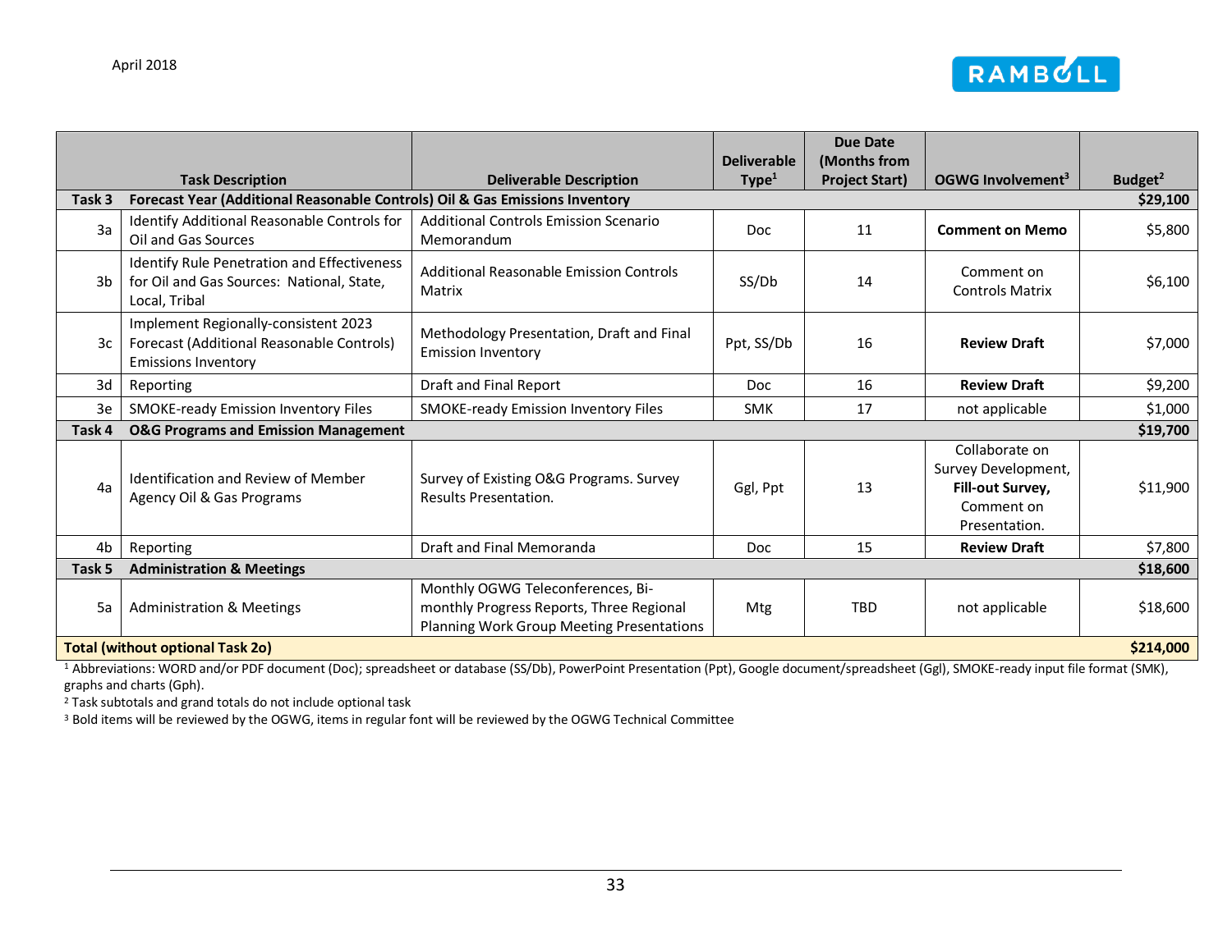| | Task Description | Deliverable Description | Deliverable Type[1] | Due Date (Months from Project Start) | OGWG Involvement[3] | Budget[2] |
|---|---|---|---|---|---|---|
| **Task 3** | **Forecast Year (Additional Reasonable Controls) Oil & Gas Emissions Inventory** | | | | | **$29,100** |
| 3a | Identify Additional Reasonable Controls for Oil and Gas Sources | Additional Controls Emission Scenario Memorandum | Doc | 11 | **Comment on Memo** | $5,800 |
| 3b | Identify Rule Penetration and Effectiveness for Oil and Gas Sources: National, State, Local, Tribal | Additional Reasonable Emission Controls Matrix | SS/Db | 14 | Comment on Controls Matrix | $6,100 |
| 3c | Implement Regionally-consistent 2023 Forecast (Additional Reasonable Controls) Emissions Inventory | Methodology Presentation, Draft and Final Emission Inventory | Ppt, SS/Db | 16 | **Review Draft** | $7,000 |
| 3d | Reporting | Draft and Final Report | Doc | 16 | **Review Draft** | $9,200 |
| 3e | SMOKE-ready Emission Inventory Files | SMOKE-ready Emission Inventory Files | SMK | 17 | not applicable | $1,000 |
| **Task 4** | **O&G Programs and Emission Management** | | | | | **$19,700** |
| 4a | Identification and Review of Member Agency Oil & Gas Programs | Survey of Existing O&G Programs. Survey Results Presentation. | Ggl, Ppt | 13 | Collaborate on Survey Development, **Fill-out Survey,** Comment on Presentation. | $11,900 |
| 4b | Reporting | Draft and Final Memoranda | Doc | 15 | **Review Draft** | $7,800 |
| **Task 5** | **Administration & Meetings** | | | | | **$18,600** |
| 5a | Administration & Meetings | Monthly OGWG Teleconferences, Bi-monthly Progress Reports, Three Regional Planning Work Group Meeting Presentations | Mtg | TBD | not applicable | $18,600 |
| **Total (without optional Task 2o)** | | | | | | **$214,000** |

[1] Abbreviations: WORD and/or PDF document (Doc); spreadsheet or database (SS/Db), PowerPoint Presentation (Ppt), Google document/spreadsheet (Ggl), SMOKE-ready input file format (SMK), graphs and charts (Gph).

[2] Task subtotals and grand totals do not include optional task

[3] Bold items will be reviewed by the OGWG, items in regular font will be reviewed by the OGWG Technical Committee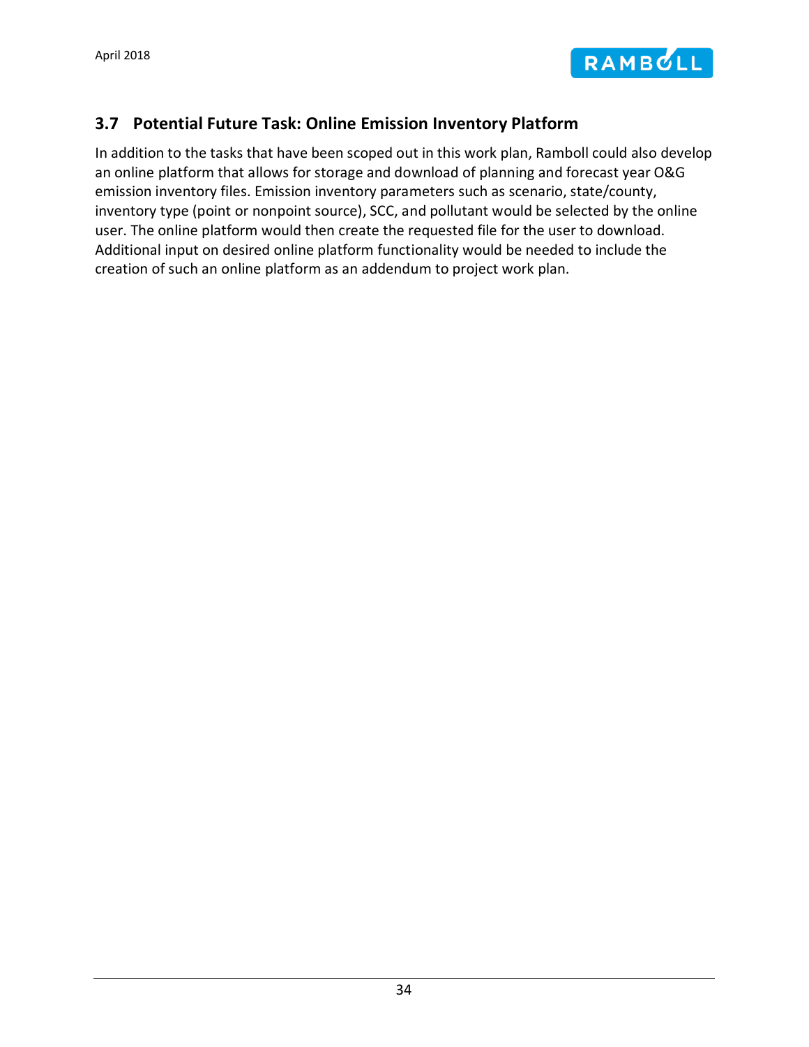### 3.7 Potential Future Task: Online Emission Inventory Platform

In addition to the tasks that have been scoped out in this work plan, Ramboll could also develop an online platform that allows for storage and download of planning and forecast year O&G emission inventory files. Emission inventory parameters such as scenario, state/county, inventory type (point or nonpoint source), SCC, and pollutant would be selected by the online user. The online platform would then create the requested file for the user to download. Additional input on desired online platform functionality would be needed to include the creation of such an online platform as an addendum to project work plan.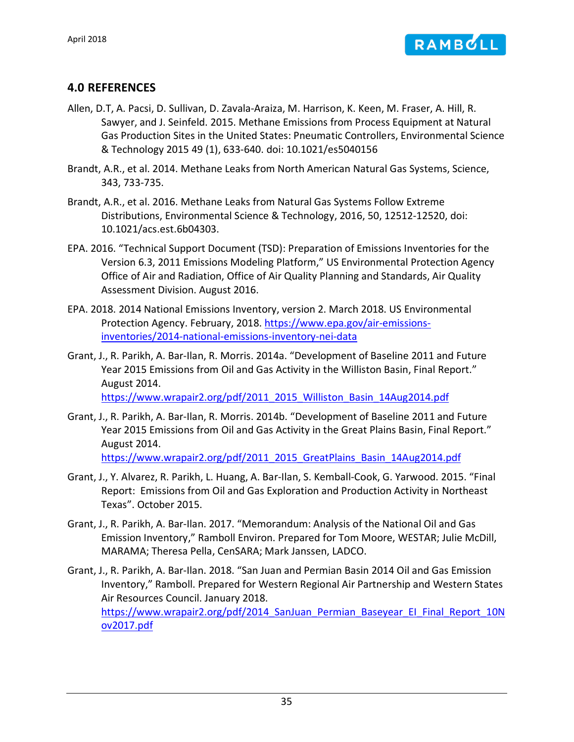## 4.0 REFERENCES

Allen, D.T, A. Pacsi, D. Sullivan, D. Zavala-Araiza, M. Harrison, K. Keen, M. Fraser, A. Hill, R. Sawyer, and J. Seinfeld. 2015. Methane Emissions from Process Equipment at Natural Gas Production Sites in the United States: Pneumatic Controllers, Environmental Science & Technology 2015 49 (1), 633-640. doi: 10.1021/es5040156

Brandt, A.R., et al. 2014. Methane Leaks from North American Natural Gas Systems, Science, 343, 733-735.

Brandt, A.R., et al. 2016. Methane Leaks from Natural Gas Systems Follow Extreme Distributions, Environmental Science & Technology, 2016, 50, 12512-12520, doi: 10.1021/acs.est.6b04303.

EPA. 2016. "Technical Support Document (TSD): Preparation of Emissions Inventories for the Version 6.3, 2011 Emissions Modeling Platform," US Environmental Protection Agency Office of Air and Radiation, Office of Air Quality Planning and Standards, Air Quality Assessment Division. August 2016.

EPA. 2018. 2014 National Emissions Inventory, version 2. March 2018. US Environmental Protection Agency. February, 2018. https://www.epa.gov/air-emissions-inventories/2014-national-emissions-inventory-nei-data

Grant, J., R. Parikh, A. Bar-Ilan, R. Morris. 2014a. "Development of Baseline 2011 and Future Year 2015 Emissions from Oil and Gas Activity in the Williston Basin, Final Report." August 2014. https://www.wrapair2.org/pdf/2011_2015_Williston_Basin_14Aug2014.pdf

Grant, J., R. Parikh, A. Bar-Ilan, R. Morris. 2014b. "Development of Baseline 2011 and Future Year 2015 Emissions from Oil and Gas Activity in the Great Plains Basin, Final Report." August 2014. https://www.wrapair2.org/pdf/2011_2015_GreatPlains_Basin_14Aug2014.pdf

Grant, J., Y. Alvarez, R. Parikh, L. Huang, A. Bar-Ilan, S. Kemball-Cook, G. Yarwood. 2015. "Final Report: Emissions from Oil and Gas Exploration and Production Activity in Northeast Texas". October 2015.

Grant, J., R. Parikh, A. Bar-Ilan. 2017. "Memorandum: Analysis of the National Oil and Gas Emission Inventory," Ramboll Environ. Prepared for Tom Moore, WESTAR; Julie McDill, MARAMA; Theresa Pella, CenSARA; Mark Janssen, LADCO.

Grant, J., R. Parikh, A. Bar-Ilan. 2018. "San Juan and Permian Basin 2014 Oil and Gas Emission Inventory," Ramboll. Prepared for Western Regional Air Partnership and Western States Air Resources Council. January 2018. https://www.wrapair2.org/pdf/2014_SanJuan_Permian_Baseyear_EI_Final_Report_10Nov2017.pdf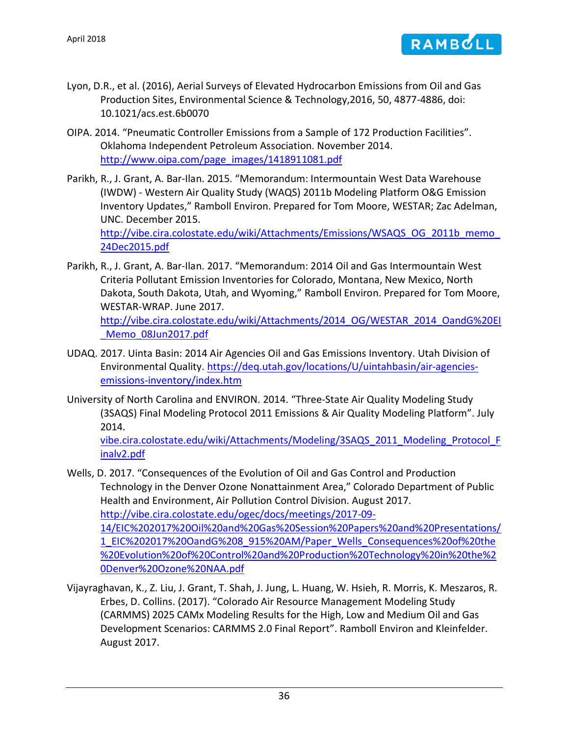Lyon, D.R., et al. (2016), Aerial Surveys of Elevated Hydrocarbon Emissions from Oil and Gas Production Sites, Environmental Science & Technology,2016, 50, 4877-4886, doi: 10.1021/acs.est.6b0070

OIPA. 2014. "Pneumatic Controller Emissions from a Sample of 172 Production Facilities". Oklahoma Independent Petroleum Association. November 2014. http://www.oipa.com/page_images/1418911081.pdf

Parikh, R., J. Grant, A. Bar-Ilan. 2015. "Memorandum: Intermountain West Data Warehouse (IWDW) - Western Air Quality Study (WAQS) 2011b Modeling Platform O&G Emission Inventory Updates," Ramboll Environ. Prepared for Tom Moore, WESTAR; Zac Adelman, UNC. December 2015. http://vibe.cira.colostate.edu/wiki/Attachments/Emissions/WSAQS_OG_2011b_memo_24Dec2015.pdf

Parikh, R., J. Grant, A. Bar-Ilan. 2017. "Memorandum: 2014 Oil and Gas Intermountain West Criteria Pollutant Emission Inventories for Colorado, Montana, New Mexico, North Dakota, South Dakota, Utah, and Wyoming," Ramboll Environ. Prepared for Tom Moore, WESTAR-WRAP. June 2017. http://vibe.cira.colostate.edu/wiki/Attachments/2014_OG/WESTAR_2014_OandG%20EI_Memo_08Jun2017.pdf

UDAQ. 2017. Uinta Basin: 2014 Air Agencies Oil and Gas Emissions Inventory. Utah Division of Environmental Quality. https://deq.utah.gov/locations/U/uintahbasin/air-agencies-emissions-inventory/index.htm

University of North Carolina and ENVIRON. 2014. "Three-State Air Quality Modeling Study (3SAQS) Final Modeling Protocol 2011 Emissions & Air Quality Modeling Platform". July 2014. vibe.cira.colostate.edu/wiki/Attachments/Modeling/3SAQS_2011_Modeling_Protocol_Finalv2.pdf

Wells, D. 2017. "Consequences of the Evolution of Oil and Gas Control and Production Technology in the Denver Ozone Nonattainment Area," Colorado Department of Public Health and Environment, Air Pollution Control Division. August 2017. http://vibe.cira.colostate.edu/ogec/docs/meetings/2017-09-14/EIC%202017%20Oil%20and%20Gas%20Session%20Papers%20and%20Presentations/1_EIC%202017%20OandG%208_915%20AM/Paper_Wells_Consequences%20of%20the%20Evolution%20of%20Control%20and%20Production%20Technology%20in%20the%20Denver%20Ozone%20NAA.pdf

Vijayraghavan, K., Z. Liu, J. Grant, T. Shah, J. Jung, L. Huang, W. Hsieh, R. Morris, K. Meszaros, R. Erbes, D. Collins. (2017). "Colorado Air Resource Management Modeling Study (CARMMS) 2025 CAMx Modeling Results for the High, Low and Medium Oil and Gas Development Scenarios: CARMMS 2.0 Final Report". Ramboll Environ and Kleinfelder. August 2017.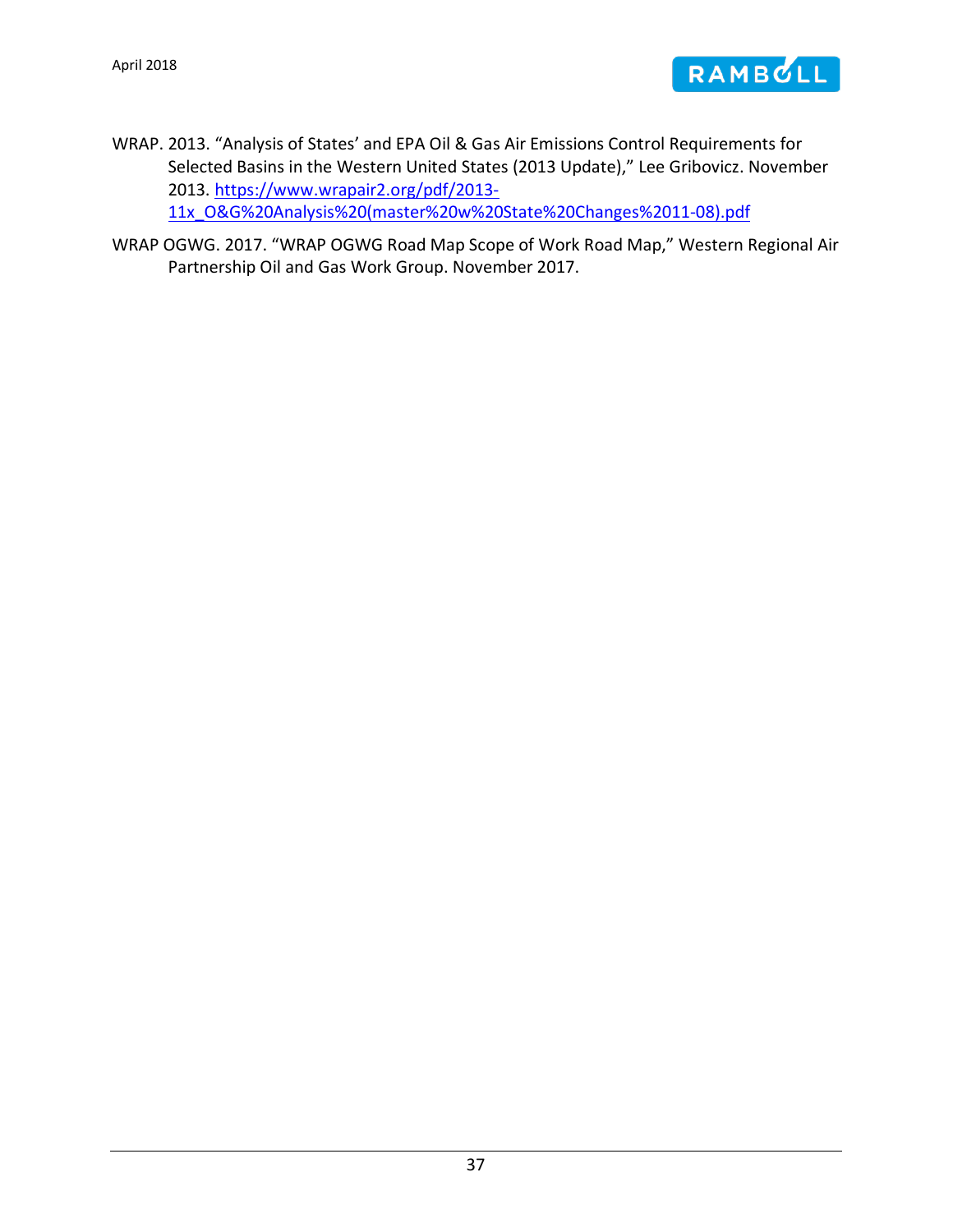WRAP. 2013. “Analysis of States’ and EPA Oil & Gas Air Emissions Control Requirements for Selected Basins in the Western United States (2013 Update),” Lee Gribovicz. November 2013. https://www.wrapair2.org/pdf/2013-11x_O&G%20Analysis%20(master%20w%20State%20Changes%2011-08).pdf

WRAP OGWG. 2017. “WRAP OGWG Road Map Scope of Work Road Map,” Western Regional Air Partnership Oil and Gas Work Group. November 2017.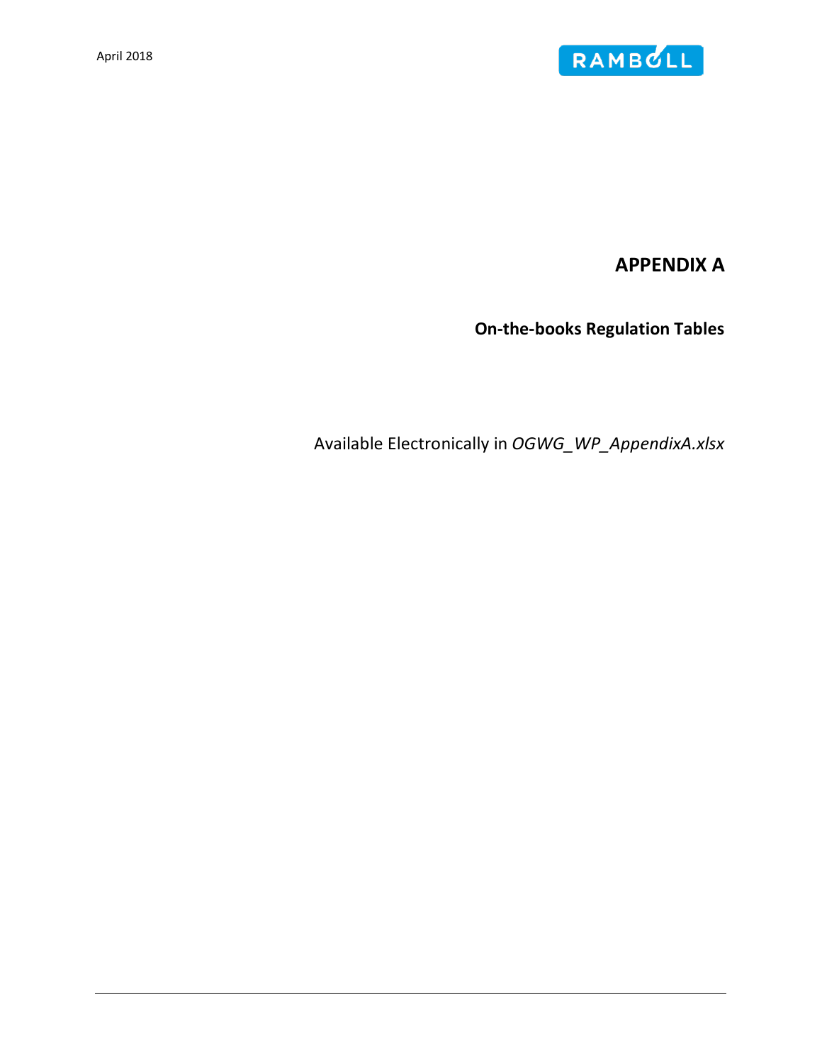# APPENDIX A

## On-the-books Regulation Tables

Available Electronically in *OGWG_WP_AppendixA.xlsx*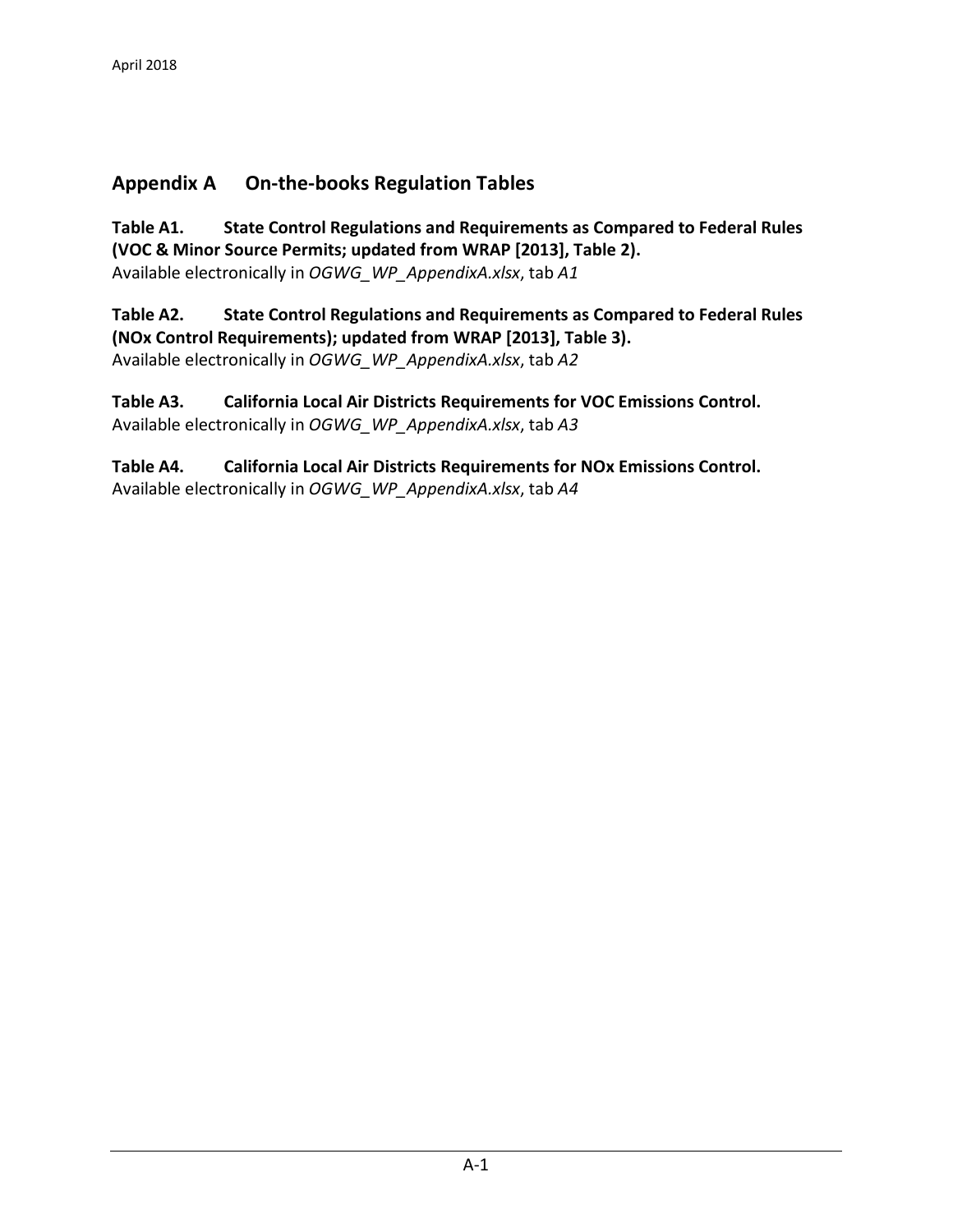## Appendix A On-the-books Regulation Tables

**Table A1. State Control Regulations and Requirements as Compared to Federal Rules (VOC & Minor Source Permits; updated from WRAP [2013], Table 2).**
Available electronically in *OGWG_WP_AppendixA.xlsx*, tab *A1*

**Table A2. State Control Regulations and Requirements as Compared to Federal Rules (NOx Control Requirements); updated from WRAP [2013], Table 3).**
Available electronically in *OGWG_WP_AppendixA.xlsx*, tab *A2*

**Table A3. California Local Air Districts Requirements for VOC Emissions Control.**
Available electronically in *OGWG_WP_AppendixA.xlsx*, tab *A3*

**Table A4. California Local Air Districts Requirements for NOx Emissions Control.**
Available electronically in *OGWG_WP_AppendixA.xlsx*, tab *A4*